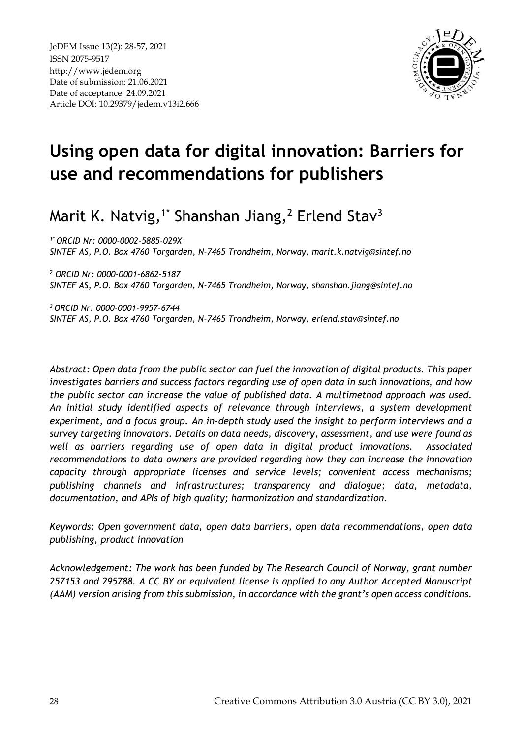JeDEM Issue 13(2): 28-57, 2021
ISSN 2075-9517
http://www.jedem.org
Date of submission: 21.06.2021
Date of acceptance: 24.09.2021
Article DOI: 10.29379/jedem.v13i2.666

# Using open data for digital innovation: Barriers for use and recommendations for publishers

## Marit K. Natvig,[1*] Shanshan Jiang,[2] Erlend Stav[3]

*[1*] ORCID Nr: 0000-0002-5885-029X*
*SINTEF AS, P.O. Box 4760 Torgarden, N-7465 Trondheim, Norway, marit.k.natvig@sintef.no*

*[2] ORCID Nr: 0000-0001-6862-5187*
*SINTEF AS, P.O. Box 4760 Torgarden, N-7465 Trondheim, Norway, shanshan.jiang@sintef.no*

*[3] ORCID Nr: 0000-0001-9957-6744*
*SINTEF AS, P.O. Box 4760 Torgarden, N-7465 Trondheim, Norway, erlend.stav@sintef.no*

*Abstract: Open data from the public sector can fuel the innovation of digital products. This paper investigates barriers and success factors regarding use of open data in such innovations, and how the public sector can increase the value of published data. A multimethod approach was used. An initial study identified aspects of relevance through interviews, a system development experiment, and a focus group. An in-depth study used the insight to perform interviews and a survey targeting innovators. Details on data needs, discovery, assessment, and use were found as well as barriers regarding use of open data in digital product innovations. Associated recommendations to data owners are provided regarding how they can increase the innovation capacity through appropriate licenses and service levels; convenient access mechanisms; publishing channels and infrastructures; transparency and dialogue; data, metadata, documentation, and APIs of high quality; harmonization and standardization.*

*Keywords: Open government data, open data barriers, open data recommendations, open data publishing, product innovation*

*Acknowledgement: The work has been funded by The Research Council of Norway, grant number 257153 and 295788. A CC BY or equivalent license is applied to any Author Accepted Manuscript (AAM) version arising from this submission, in accordance with the grant's open access conditions.*

Creative Commons Attribution 3.0 Austria (CC BY 3.0), 2021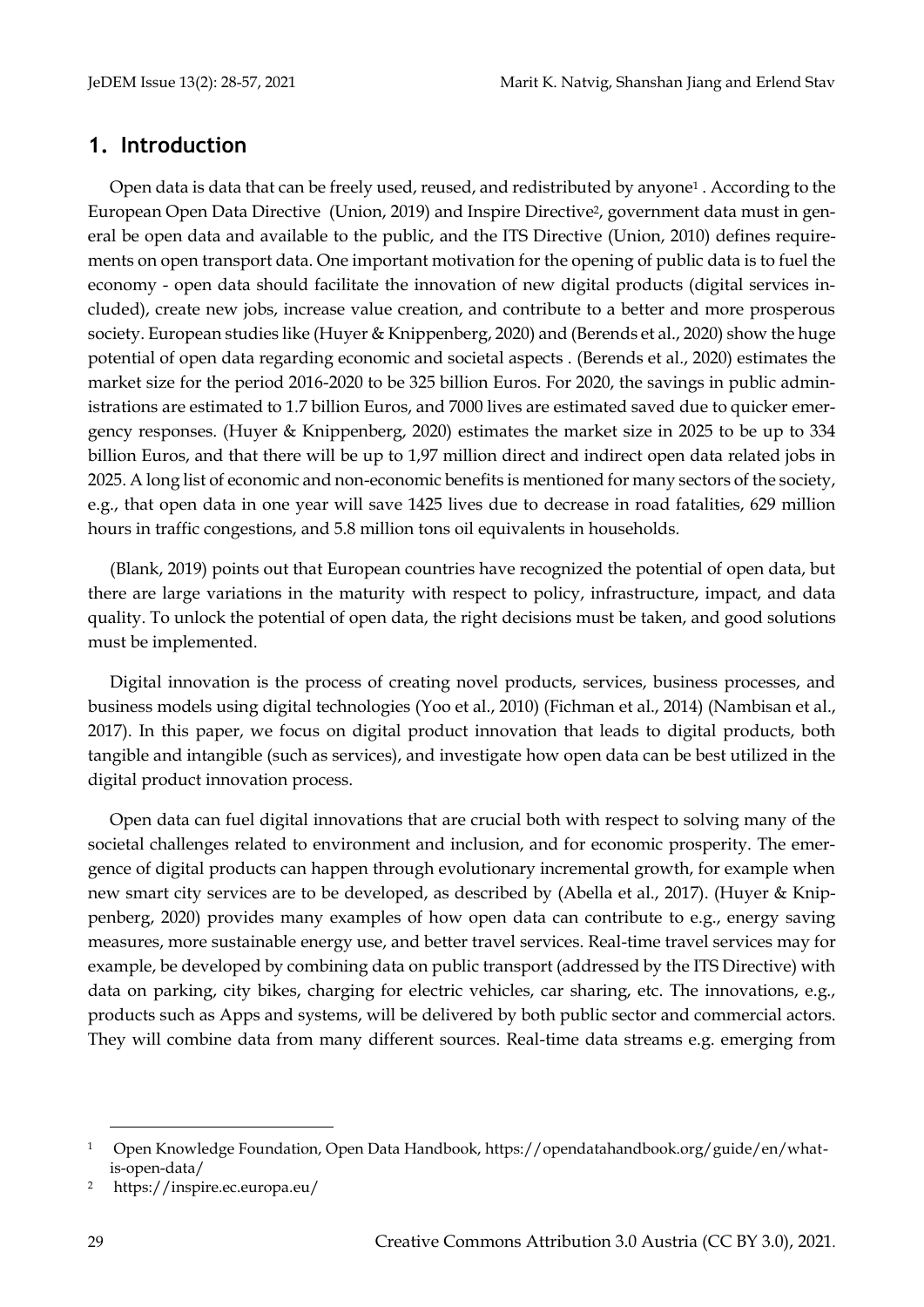## 1. Introduction

Open data is data that can be freely used, reused, and redistributed by anyone[1] . According to the European Open Data Directive (Union, 2019) and Inspire Directive[2], government data must in general be open data and available to the public, and the ITS Directive (Union, 2010) defines requirements on open transport data. One important motivation for the opening of public data is to fuel the economy - open data should facilitate the innovation of new digital products (digital services included), create new jobs, increase value creation, and contribute to a better and more prosperous society. European studies like (Huyer & Knippenberg, 2020) and (Berends et al., 2020) show the huge potential of open data regarding economic and societal aspects . (Berends et al., 2020) estimates the market size for the period 2016-2020 to be 325 billion Euros. For 2020, the savings in public administrations are estimated to 1.7 billion Euros, and 7000 lives are estimated saved due to quicker emergency responses. (Huyer & Knippenberg, 2020) estimates the market size in 2025 to be up to 334 billion Euros, and that there will be up to 1,97 million direct and indirect open data related jobs in 2025. A long list of economic and non-economic benefits is mentioned for many sectors of the society, e.g., that open data in one year will save 1425 lives due to decrease in road fatalities, 629 million hours in traffic congestions, and 5.8 million tons oil equivalents in households.

(Blank, 2019) points out that European countries have recognized the potential of open data, but there are large variations in the maturity with respect to policy, infrastructure, impact, and data quality. To unlock the potential of open data, the right decisions must be taken, and good solutions must be implemented.

Digital innovation is the process of creating novel products, services, business processes, and business models using digital technologies (Yoo et al., 2010) (Fichman et al., 2014) (Nambisan et al., 2017). In this paper, we focus on digital product innovation that leads to digital products, both tangible and intangible (such as services), and investigate how open data can be best utilized in the digital product innovation process.

Open data can fuel digital innovations that are crucial both with respect to solving many of the societal challenges related to environment and inclusion, and for economic prosperity. The emergence of digital products can happen through evolutionary incremental growth, for example when new smart city services are to be developed, as described by (Abella et al., 2017). (Huyer & Knippenberg, 2020) provides many examples of how open data can contribute to e.g., energy saving measures, more sustainable energy use, and better travel services. Real-time travel services may for example, be developed by combining data on public transport (addressed by the ITS Directive) with data on parking, city bikes, charging for electric vehicles, car sharing, etc. The innovations, e.g., products such as Apps and systems, will be delivered by both public sector and commercial actors. They will combine data from many different sources. Real-time data streams e.g. emerging from

[1] Open Knowledge Foundation, Open Data Handbook, https://opendatahandbook.org/guide/en/what-is-open-data/

[2] https://inspire.ec.europa.eu/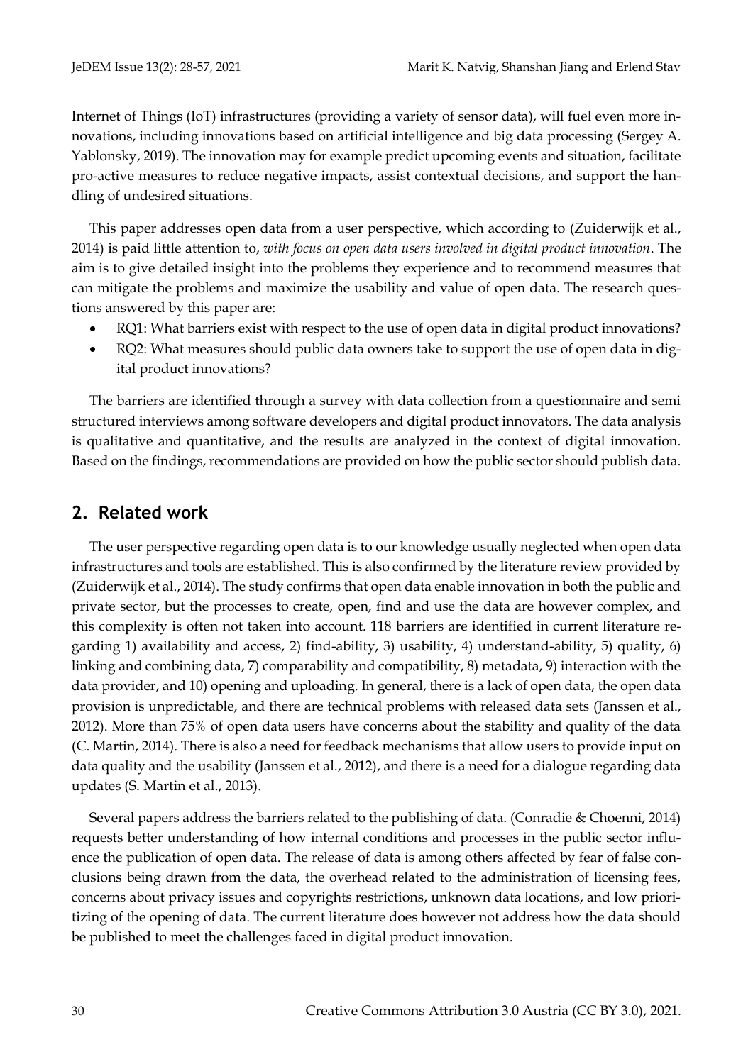Internet of Things (IoT) infrastructures (providing a variety of sensor data), will fuel even more innovations, including innovations based on artificial intelligence and big data processing (Sergey A. Yablonsky, 2019). The innovation may for example predict upcoming events and situation, facilitate pro-active measures to reduce negative impacts, assist contextual decisions, and support the handling of undesired situations.

This paper addresses open data from a user perspective, which according to (Zuiderwijk et al., 2014) is paid little attention to, *with focus on open data users involved in digital product innovation*. The aim is to give detailed insight into the problems they experience and to recommend measures that can mitigate the problems and maximize the usability and value of open data. The research questions answered by this paper are:

- RQ1: What barriers exist with respect to the use of open data in digital product innovations?
- RQ2: What measures should public data owners take to support the use of open data in digital product innovations?

The barriers are identified through a survey with data collection from a questionnaire and semi structured interviews among software developers and digital product innovators. The data analysis is qualitative and quantitative, and the results are analyzed in the context of digital innovation. Based on the findings, recommendations are provided on how the public sector should publish data.

## 2. Related work

The user perspective regarding open data is to our knowledge usually neglected when open data infrastructures and tools are established. This is also confirmed by the literature review provided by (Zuiderwijk et al., 2014). The study confirms that open data enable innovation in both the public and private sector, but the processes to create, open, find and use the data are however complex, and this complexity is often not taken into account. 118 barriers are identified in current literature regarding 1) availability and access, 2) find-ability, 3) usability, 4) understand-ability, 5) quality, 6) linking and combining data, 7) comparability and compatibility, 8) metadata, 9) interaction with the data provider, and 10) opening and uploading. In general, there is a lack of open data, the open data provision is unpredictable, and there are technical problems with released data sets (Janssen et al., 2012). More than 75% of open data users have concerns about the stability and quality of the data (C. Martin, 2014). There is also a need for feedback mechanisms that allow users to provide input on data quality and the usability (Janssen et al., 2012), and there is a need for a dialogue regarding data updates (S. Martin et al., 2013).

Several papers address the barriers related to the publishing of data. (Conradie & Choenni, 2014) requests better understanding of how internal conditions and processes in the public sector influence the publication of open data. The release of data is among others affected by fear of false conclusions being drawn from the data, the overhead related to the administration of licensing fees, concerns about privacy issues and copyrights restrictions, unknown data locations, and low prioritizing of the opening of data. The current literature does however not address how the data should be published to meet the challenges faced in digital product innovation.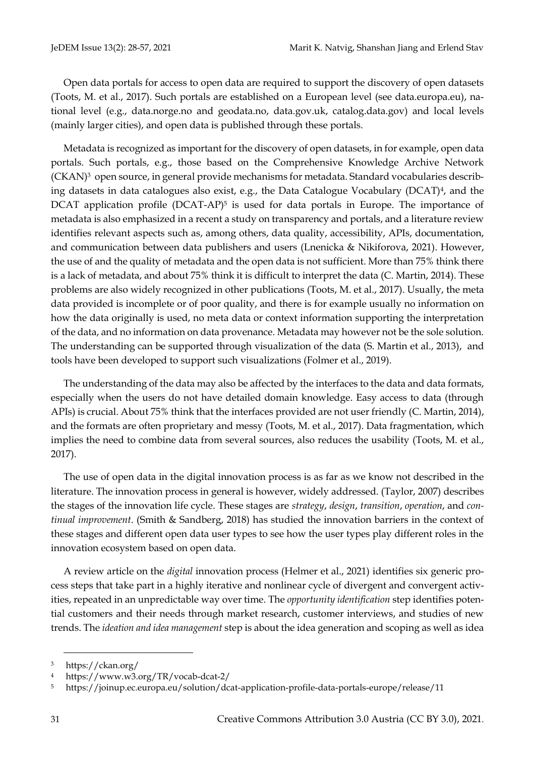Open data portals for access to open data are required to support the discovery of open datasets (Toots, M. et al., 2017). Such portals are established on a European level (see data.europa.eu), national level (e.g., data.norge.no and geodata.no, data.gov.uk, catalog.data.gov) and local levels (mainly larger cities), and open data is published through these portals.

Metadata is recognized as important for the discovery of open datasets, in for example, open data portals. Such portals, e.g., those based on the Comprehensive Knowledge Archive Network (CKAN)[3] open source, in general provide mechanisms for metadata. Standard vocabularies describing datasets in data catalogues also exist, e.g., the Data Catalogue Vocabulary (DCAT)[4], and the DCAT application profile (DCAT-AP)[5] is used for data portals in Europe. The importance of metadata is also emphasized in a recent a study on transparency and portals, and a literature review identifies relevant aspects such as, among others, data quality, accessibility, APIs, documentation, and communication between data publishers and users (Lnenicka & Nikiforova, 2021). However, the use of and the quality of metadata and the open data is not sufficient. More than 75% think there is a lack of metadata, and about 75% think it is difficult to interpret the data (C. Martin, 2014). These problems are also widely recognized in other publications (Toots, M. et al., 2017). Usually, the meta data provided is incomplete or of poor quality, and there is for example usually no information on how the data originally is used, no meta data or context information supporting the interpretation of the data, and no information on data provenance. Metadata may however not be the sole solution. The understanding can be supported through visualization of the data (S. Martin et al., 2013), and tools have been developed to support such visualizations (Folmer et al., 2019).

The understanding of the data may also be affected by the interfaces to the data and data formats, especially when the users do not have detailed domain knowledge. Easy access to data (through APIs) is crucial. About 75% think that the interfaces provided are not user friendly (C. Martin, 2014), and the formats are often proprietary and messy (Toots, M. et al., 2017). Data fragmentation, which implies the need to combine data from several sources, also reduces the usability (Toots, M. et al., 2017).

The use of open data in the digital innovation process is as far as we know not described in the literature. The innovation process in general is however, widely addressed. (Taylor, 2007) describes the stages of the innovation life cycle. These stages are *strategy*, *design*, *transition*, *operation*, and *continual improvement*. (Smith & Sandberg, 2018) has studied the innovation barriers in the context of these stages and different open data user types to see how the user types play different roles in the innovation ecosystem based on open data.

A review article on the *digital* innovation process (Helmer et al., 2021) identifies six generic process steps that take part in a highly iterative and nonlinear cycle of divergent and convergent activities, repeated in an unpredictable way over time. The *opportunity identification* step identifies potential customers and their needs through market research, customer interviews, and studies of new trends. The *ideation and idea management* step is about the idea generation and scoping as well as idea

[3] https://ckan.org/

[4] https://www.w3.org/TR/vocab-dcat-2/

[5] https://joinup.ec.europa.eu/solution/dcat-application-profile-data-portals-europe/release/11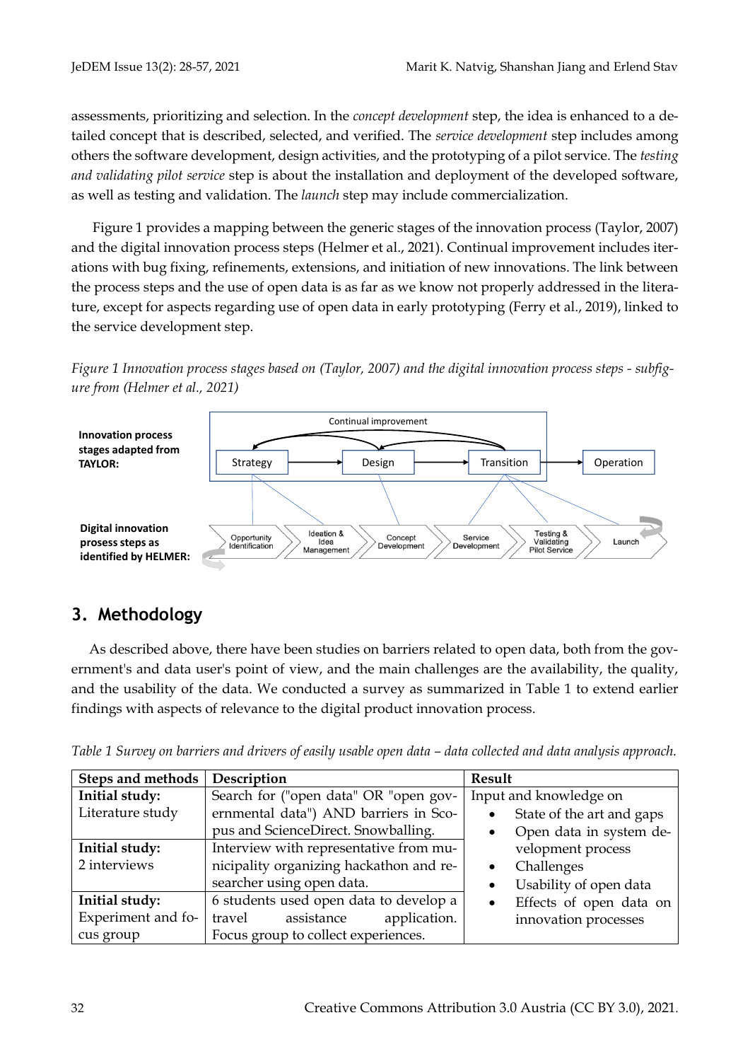assessments, prioritizing and selection. In the *concept development* step, the idea is enhanced to a detailed concept that is described, selected, and verified. The *service development* step includes among others the software development, design activities, and the prototyping of a pilot service. The *testing and validating pilot service* step is about the installation and deployment of the developed software, as well as testing and validation. The *launch* step may include commercialization.

Figure 1 provides a mapping between the generic stages of the innovation process (Taylor, 2007) and the digital innovation process steps (Helmer et al., 2021). Continual improvement includes iterations with bug fixing, refinements, extensions, and initiation of new innovations. The link between the process steps and the use of open data is as far as we know not properly addressed in the literature, except for aspects regarding use of open data in early prototyping (Ferry et al., 2019), linked to the service development step.

*Figure 1 Innovation process stages based on (Taylor, 2007) and the digital innovation process steps - subfigure from (Helmer et al., 2021)*

**Innovation process stages adapted from TAYLOR:** Strategy → Design → Transition → Operation (Continual improvement: Strategy, Design, Transition)

**Digital innovation prosess steps as identified by HELMER:** Opportunity Identification → Ideation & Idea Management → Concept Development → Service Development → Testing & Validating Pilot Service → Launch

## 3. Methodology

As described above, there have been studies on barriers related to open data, both from the government's and data user's point of view, and the main challenges are the availability, the quality, and the usability of the data. We conducted a survey as summarized in Table 1 to extend earlier findings with aspects of relevance to the digital product innovation process.

*Table 1 Survey on barriers and drivers of easily usable open data – data collected and data analysis approach.*

| Steps and methods | Description | Result |
|---|---|---|
| **Initial study:** Literature study | Search for ("open data" OR "open governmental data") AND barriers in Scopus and ScienceDirect. Snowballing. | Input and knowledge on<br>• State of the art and gaps<br>• Open data in system development process<br>• Challenges<br>• Usability of open data<br>• Effects of open data on innovation processes |
| **Initial study:** 2 interviews | Interview with representative from municipality organizing hackathon and researcher using open data. | |
| **Initial study:** Experiment and focus group | 6 students used open data to develop a travel assistance application. Focus group to collect experiences. | |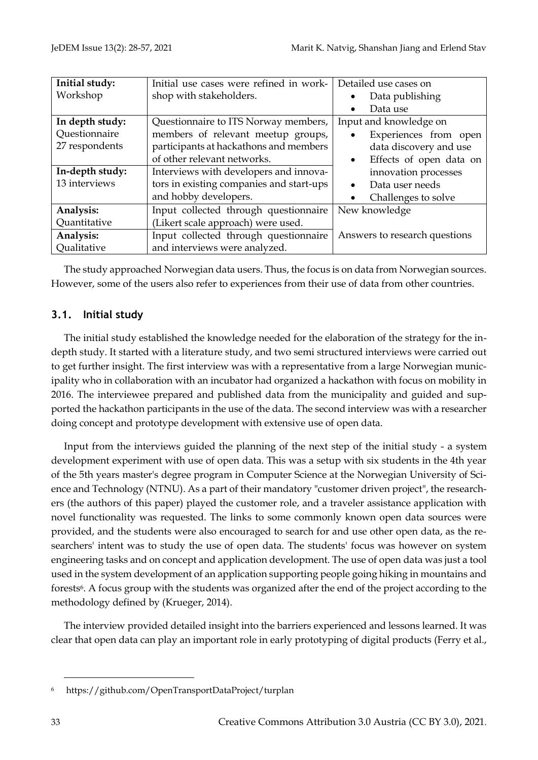| Initial study: Workshop | Initial use cases were refined in workshop with stakeholders. | Detailed use cases on <br>• Data publishing <br>• Data use |
| --- | --- | --- |
| **In depth study:** Questionnaire 27 respondents | Questionnaire to ITS Norway members, members of relevant meetup groups, participants at hackathons and members of other relevant networks. | Input and knowledge on <br>• Experiences from open data discovery and use <br>• Effects of open data on innovation processes <br>• Data user needs <br>• Challenges to solve |
| **In-depth study:** 13 interviews | Interviews with developers and innovators in existing companies and start-ups and hobby developers. | |
| **Analysis:** Quantitative | Input collected through questionnaire (Likert scale approach) were used. | New knowledge |
| **Analysis:** Qualitative | Input collected through questionnaire and interviews were analyzed. | Answers to research questions |

The study approached Norwegian data users. Thus, the focus is on data from Norwegian sources. However, some of the users also refer to experiences from their use of data from other countries.

### 3.1. Initial study

The initial study established the knowledge needed for the elaboration of the strategy for the in-depth study. It started with a literature study, and two semi structured interviews were carried out to get further insight. The first interview was with a representative from a large Norwegian municipality who in collaboration with an incubator had organized a hackathon with focus on mobility in 2016. The interviewee prepared and published data from the municipality and guided and supported the hackathon participants in the use of the data. The second interview was with a researcher doing concept and prototype development with extensive use of open data.

Input from the interviews guided the planning of the next step of the initial study - a system development experiment with use of open data. This was a setup with six students in the 4th year of the 5th years master's degree program in Computer Science at the Norwegian University of Science and Technology (NTNU). As a part of their mandatory "customer driven project", the researchers (the authors of this paper) played the customer role, and a traveler assistance application with novel functionality was requested. The links to some commonly known open data sources were provided, and the students were also encouraged to search for and use other open data, as the researchers' intent was to study the use of open data. The students' focus was however on system engineering tasks and on concept and application development. The use of open data was just a tool used in the system development of an application supporting people going hiking in mountains and forests[6]. A focus group with the students was organized after the end of the project according to the methodology defined by (Krueger, 2014).

The interview provided detailed insight into the barriers experienced and lessons learned. It was clear that open data can play an important role in early prototyping of digital products (Ferry et al.,

[6] https://github.com/OpenTransportDataProject/turplan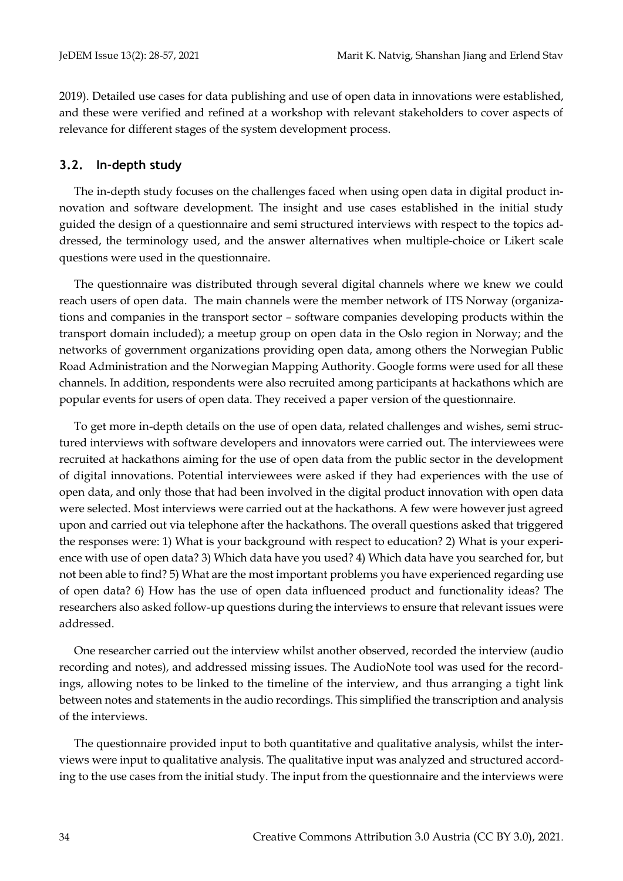2019). Detailed use cases for data publishing and use of open data in innovations were established, and these were verified and refined at a workshop with relevant stakeholders to cover aspects of relevance for different stages of the system development process.

### 3.2. In-depth study

The in-depth study focuses on the challenges faced when using open data in digital product innovation and software development. The insight and use cases established in the initial study guided the design of a questionnaire and semi structured interviews with respect to the topics addressed, the terminology used, and the answer alternatives when multiple-choice or Likert scale questions were used in the questionnaire.

The questionnaire was distributed through several digital channels where we knew we could reach users of open data. The main channels were the member network of ITS Norway (organizations and companies in the transport sector – software companies developing products within the transport domain included); a meetup group on open data in the Oslo region in Norway; and the networks of government organizations providing open data, among others the Norwegian Public Road Administration and the Norwegian Mapping Authority. Google forms were used for all these channels. In addition, respondents were also recruited among participants at hackathons which are popular events for users of open data. They received a paper version of the questionnaire.

To get more in-depth details on the use of open data, related challenges and wishes, semi structured interviews with software developers and innovators were carried out. The interviewees were recruited at hackathons aiming for the use of open data from the public sector in the development of digital innovations. Potential interviewees were asked if they had experiences with the use of open data, and only those that had been involved in the digital product innovation with open data were selected. Most interviews were carried out at the hackathons. A few were however just agreed upon and carried out via telephone after the hackathons. The overall questions asked that triggered the responses were: 1) What is your background with respect to education? 2) What is your experience with use of open data? 3) Which data have you used? 4) Which data have you searched for, but not been able to find? 5) What are the most important problems you have experienced regarding use of open data? 6) How has the use of open data influenced product and functionality ideas? The researchers also asked follow-up questions during the interviews to ensure that relevant issues were addressed.

One researcher carried out the interview whilst another observed, recorded the interview (audio recording and notes), and addressed missing issues. The AudioNote tool was used for the recordings, allowing notes to be linked to the timeline of the interview, and thus arranging a tight link between notes and statements in the audio recordings. This simplified the transcription and analysis of the interviews.

The questionnaire provided input to both quantitative and qualitative analysis, whilst the interviews were input to qualitative analysis. The qualitative input was analyzed and structured according to the use cases from the initial study. The input from the questionnaire and the interviews were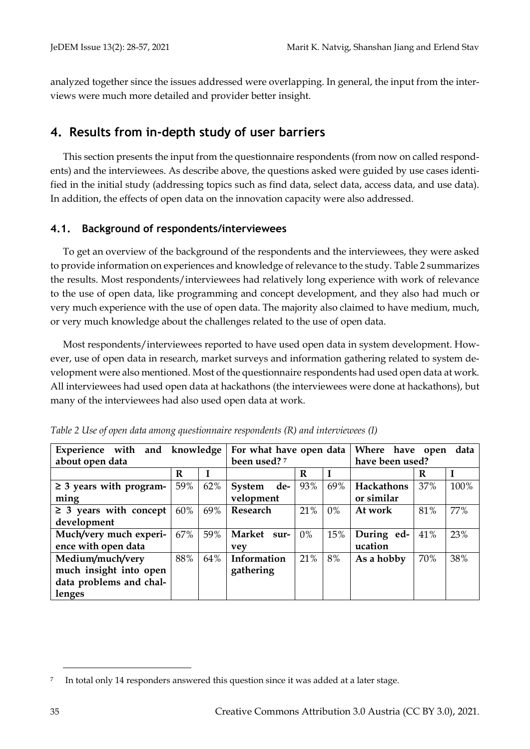analyzed together since the issues addressed were overlapping. In general, the input from the interviews were much more detailed and provider better insight.

## 4. Results from in-depth study of user barriers

This section presents the input from the questionnaire respondents (from now on called respondents) and the interviewees. As describe above, the questions asked were guided by use cases identified in the initial study (addressing topics such as find data, select data, access data, and use data). In addition, the effects of open data on the innovation capacity were also addressed.

### 4.1. Background of respondents/interviewees

To get an overview of the background of the respondents and the interviewees, they were asked to provide information on experiences and knowledge of relevance to the study. Table 2 summarizes the results. Most respondents/interviewees had relatively long experience with work of relevance to the use of open data, like programming and concept development, and they also had much or very much experience with the use of open data. The majority also claimed to have medium, much, or very much knowledge about the challenges related to the use of open data.

Most respondents/interviewees reported to have used open data in system development. However, use of open data in research, market surveys and information gathering related to system development were also mentioned. Most of the questionnaire respondents had used open data at work. All interviewees had used open data at hackathons (the interviewees were done at hackathons), but many of the interviewees had also used open data at work.

*Table 2 Use of open data among questionnaire respondents (R) and interviewees (I)*

| **Experience with and knowledge about open data** | | | **For what have open data been used?** [7] | | | **Where have open data have been used?** | | |
|---|---|---|---|---|---|---|---|---|
| | **R** | **I** | | **R** | **I** | | **R** | **I** |
| **≥ 3 years with programming** | 59% | 62% | **System development** | 93% | 69% | **Hackathons or similar** | 37% | 100% |
| **≥ 3 years with concept development** | 60% | 69% | **Research** | 21% | 0% | **At work** | 81% | 77% |
| **Much/very much experience with open data** | 67% | 59% | **Market survey** | 0% | 15% | **During education** | 41% | 23% |
| **Medium/much/very much insight into open data problems and challenges** | 88% | 64% | **Information gathering** | 21% | 8% | **As a hobby** | 70% | 38% |

[7] In total only 14 responders answered this question since it was added at a later stage.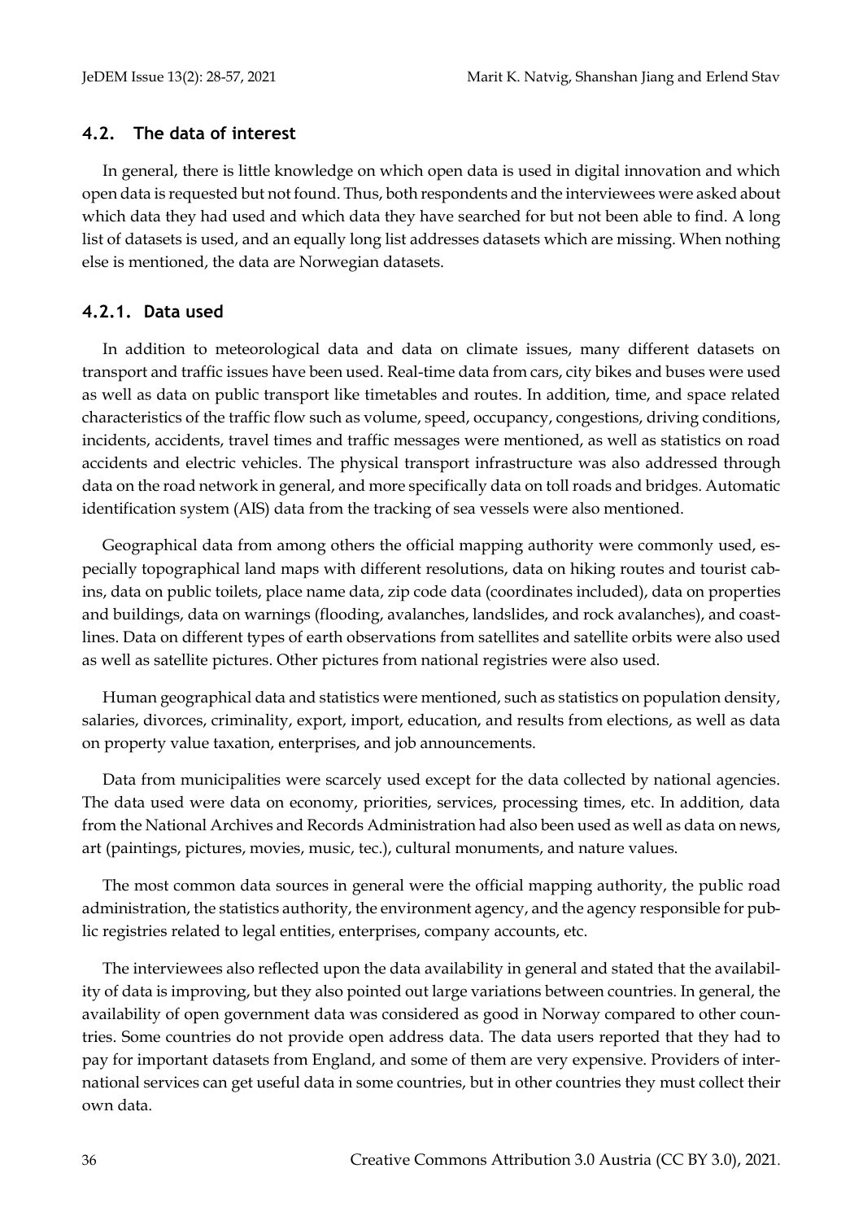## 4.2. The data of interest

In general, there is little knowledge on which open data is used in digital innovation and which open data is requested but not found. Thus, both respondents and the interviewees were asked about which data they had used and which data they have searched for but not been able to find. A long list of datasets is used, and an equally long list addresses datasets which are missing. When nothing else is mentioned, the data are Norwegian datasets.

### 4.2.1. Data used

In addition to meteorological data and data on climate issues, many different datasets on transport and traffic issues have been used. Real-time data from cars, city bikes and buses were used as well as data on public transport like timetables and routes. In addition, time, and space related characteristics of the traffic flow such as volume, speed, occupancy, congestions, driving conditions, incidents, accidents, travel times and traffic messages were mentioned, as well as statistics on road accidents and electric vehicles. The physical transport infrastructure was also addressed through data on the road network in general, and more specifically data on toll roads and bridges. Automatic identification system (AIS) data from the tracking of sea vessels were also mentioned.

Geographical data from among others the official mapping authority were commonly used, especially topographical land maps with different resolutions, data on hiking routes and tourist cabins, data on public toilets, place name data, zip code data (coordinates included), data on properties and buildings, data on warnings (flooding, avalanches, landslides, and rock avalanches), and coastlines. Data on different types of earth observations from satellites and satellite orbits were also used as well as satellite pictures. Other pictures from national registries were also used.

Human geographical data and statistics were mentioned, such as statistics on population density, salaries, divorces, criminality, export, import, education, and results from elections, as well as data on property value taxation, enterprises, and job announcements.

Data from municipalities were scarcely used except for the data collected by national agencies. The data used were data on economy, priorities, services, processing times, etc. In addition, data from the National Archives and Records Administration had also been used as well as data on news, art (paintings, pictures, movies, music, tec.), cultural monuments, and nature values.

The most common data sources in general were the official mapping authority, the public road administration, the statistics authority, the environment agency, and the agency responsible for public registries related to legal entities, enterprises, company accounts, etc.

The interviewees also reflected upon the data availability in general and stated that the availability of data is improving, but they also pointed out large variations between countries. In general, the availability of open government data was considered as good in Norway compared to other countries. Some countries do not provide open address data. The data users reported that they had to pay for important datasets from England, and some of them are very expensive. Providers of international services can get useful data in some countries, but in other countries they must collect their own data.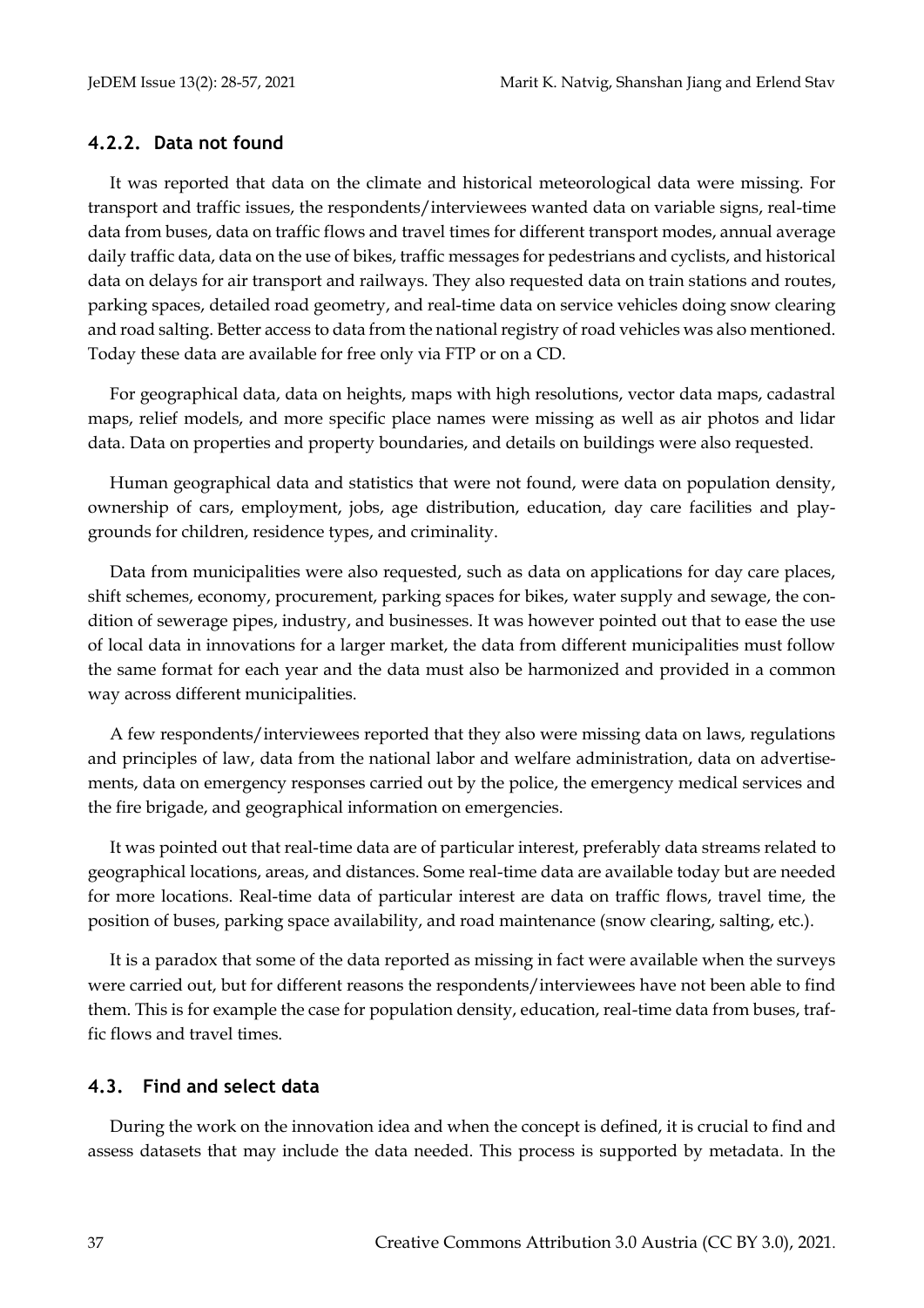#### 4.2.2. Data not found

It was reported that data on the climate and historical meteorological data were missing. For transport and traffic issues, the respondents/interviewees wanted data on variable signs, real-time data from buses, data on traffic flows and travel times for different transport modes, annual average daily traffic data, data on the use of bikes, traffic messages for pedestrians and cyclists, and historical data on delays for air transport and railways. They also requested data on train stations and routes, parking spaces, detailed road geometry, and real-time data on service vehicles doing snow clearing and road salting. Better access to data from the national registry of road vehicles was also mentioned. Today these data are available for free only via FTP or on a CD.

For geographical data, data on heights, maps with high resolutions, vector data maps, cadastral maps, relief models, and more specific place names were missing as well as air photos and lidar data. Data on properties and property boundaries, and details on buildings were also requested.

Human geographical data and statistics that were not found, were data on population density, ownership of cars, employment, jobs, age distribution, education, day care facilities and playgrounds for children, residence types, and criminality.

Data from municipalities were also requested, such as data on applications for day care places, shift schemes, economy, procurement, parking spaces for bikes, water supply and sewage, the condition of sewerage pipes, industry, and businesses. It was however pointed out that to ease the use of local data in innovations for a larger market, the data from different municipalities must follow the same format for each year and the data must also be harmonized and provided in a common way across different municipalities.

A few respondents/interviewees reported that they also were missing data on laws, regulations and principles of law, data from the national labor and welfare administration, data on advertisements, data on emergency responses carried out by the police, the emergency medical services and the fire brigade, and geographical information on emergencies.

It was pointed out that real-time data are of particular interest, preferably data streams related to geographical locations, areas, and distances. Some real-time data are available today but are needed for more locations. Real-time data of particular interest are data on traffic flows, travel time, the position of buses, parking space availability, and road maintenance (snow clearing, salting, etc.).

It is a paradox that some of the data reported as missing in fact were available when the surveys were carried out, but for different reasons the respondents/interviewees have not been able to find them. This is for example the case for population density, education, real-time data from buses, traffic flows and travel times.

### 4.3. Find and select data

During the work on the innovation idea and when the concept is defined, it is crucial to find and assess datasets that may include the data needed. This process is supported by metadata. In the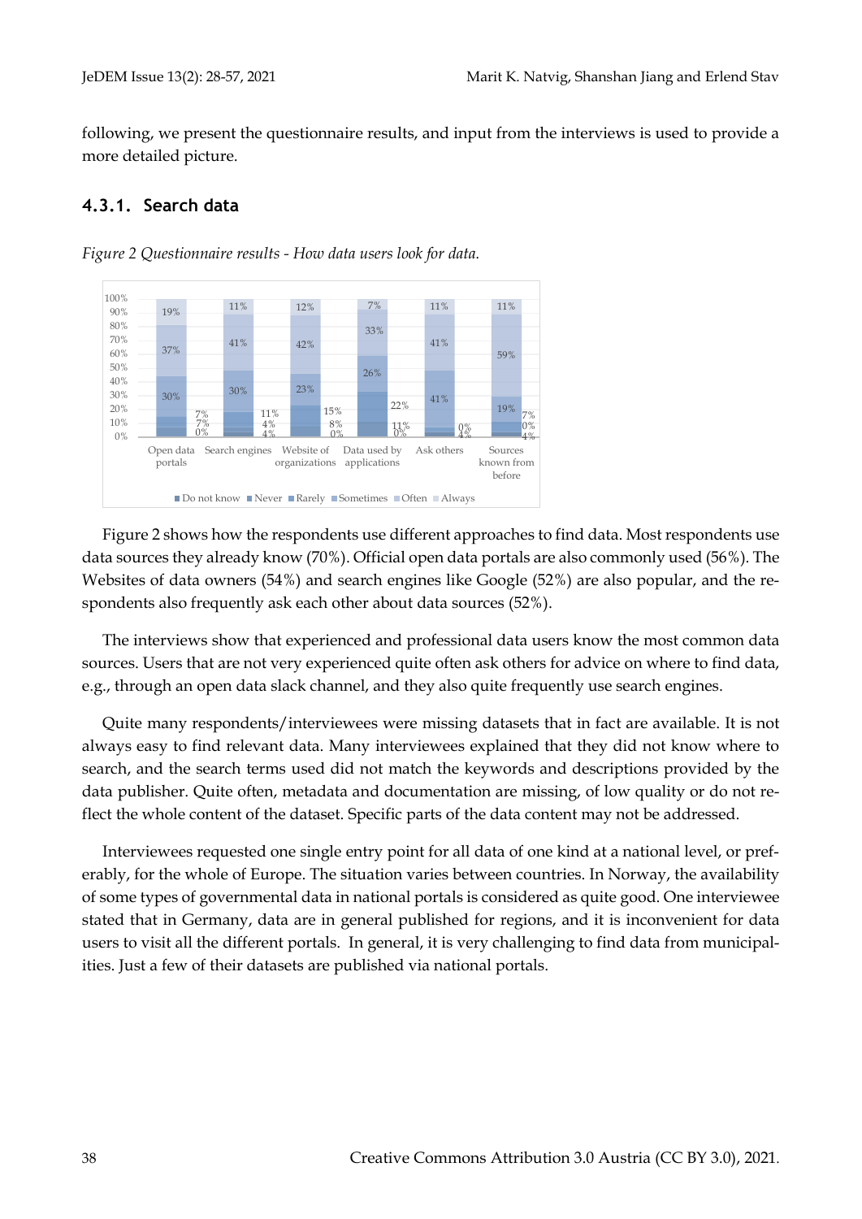following, we present the questionnaire results, and input from the interviews is used to provide a more detailed picture.

### 4.3.1. Search data

*Figure 2 Questionnaire results - How data users look for data.*

Figure 2 shows how the respondents use different approaches to find data. Most respondents use data sources they already know (70%). Official open data portals are also commonly used (56%). The Websites of data owners (54%) and search engines like Google (52%) are also popular, and the respondents also frequently ask each other about data sources (52%).

The interviews show that experienced and professional data users know the most common data sources. Users that are not very experienced quite often ask others for advice on where to find data, e.g., through an open data slack channel, and they also quite frequently use search engines.

Quite many respondents/interviewees were missing datasets that in fact are available. It is not always easy to find relevant data. Many interviewees explained that they did not know where to search, and the search terms used did not match the keywords and descriptions provided by the data publisher. Quite often, metadata and documentation are missing, of low quality or do not reflect the whole content of the dataset. Specific parts of the data content may not be addressed.

Interviewees requested one single entry point for all data of one kind at a national level, or preferably, for the whole of Europe. The situation varies between countries. In Norway, the availability of some types of governmental data in national portals is considered as quite good. One interviewee stated that in Germany, data are in general published for regions, and it is inconvenient for data users to visit all the different portals. In general, it is very challenging to find data from municipalities. Just a few of their datasets are published via national portals.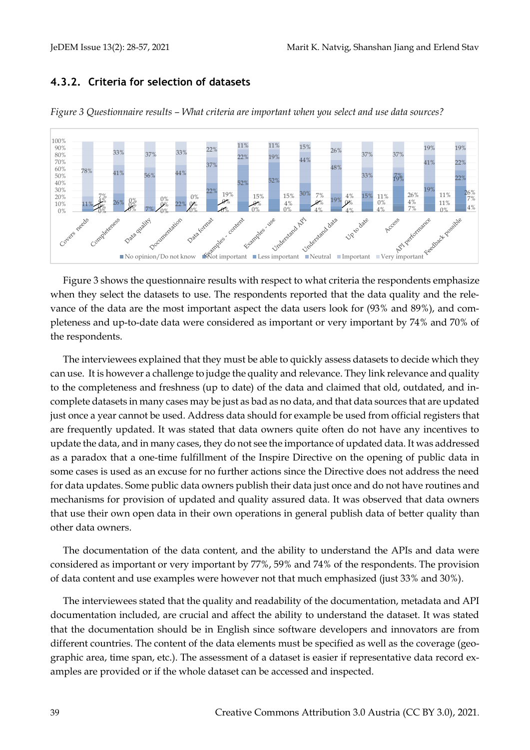### 4.3.2. Criteria for selection of datasets

*Figure 3 Questionnaire results – What criteria are important when you select and use data sources?*

Figure 3 shows the questionnaire results with respect to what criteria the respondents emphasize when they select the datasets to use. The respondents reported that the data quality and the relevance of the data are the most important aspect the data users look for (93% and 89%), and completeness and up-to-date data were considered as important or very important by 74% and 70% of the respondents.

The interviewees explained that they must be able to quickly assess datasets to decide which they can use. It is however a challenge to judge the quality and relevance. They link relevance and quality to the completeness and freshness (up to date) of the data and claimed that old, outdated, and incomplete datasets in many cases may be just as bad as no data, and that data sources that are updated just once a year cannot be used. Address data should for example be used from official registers that are frequently updated. It was stated that data owners quite often do not have any incentives to update the data, and in many cases, they do not see the importance of updated data. It was addressed as a paradox that a one-time fulfillment of the Inspire Directive on the opening of public data in some cases is used as an excuse for no further actions since the Directive does not address the need for data updates. Some public data owners publish their data just once and do not have routines and mechanisms for provision of updated and quality assured data. It was observed that data owners that use their own open data in their own operations in general publish data of better quality than other data owners.

The documentation of the data content, and the ability to understand the APIs and data were considered as important or very important by 77%, 59% and 74% of the respondents. The provision of data content and use examples were however not that much emphasized (just 33% and 30%).

The interviewees stated that the quality and readability of the documentation, metadata and API documentation included, are crucial and affect the ability to understand the dataset. It was stated that the documentation should be in English since software developers and innovators are from different countries. The content of the data elements must be specified as well as the coverage (geographic area, time span, etc.). The assessment of a dataset is easier if representative data record examples are provided or if the whole dataset can be accessed and inspected.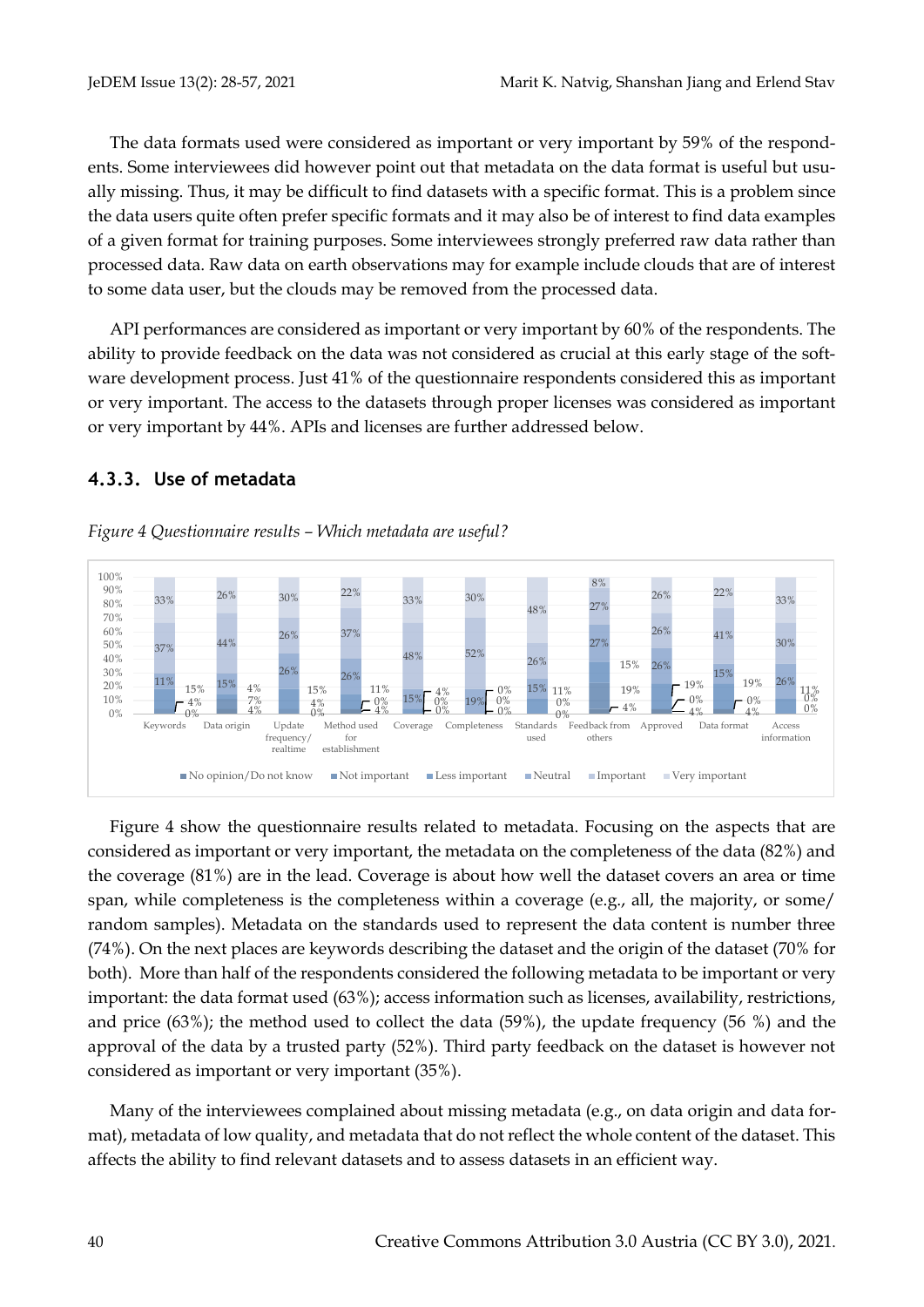The data formats used were considered as important or very important by 59% of the respondents. Some interviewees did however point out that metadata on the data format is useful but usually missing. Thus, it may be difficult to find datasets with a specific format. This is a problem since the data users quite often prefer specific formats and it may also be of interest to find data examples of a given format for training purposes. Some interviewees strongly preferred raw data rather than processed data. Raw data on earth observations may for example include clouds that are of interest to some data user, but the clouds may be removed from the processed data.

API performances are considered as important or very important by 60% of the respondents. The ability to provide feedback on the data was not considered as crucial at this early stage of the software development process. Just 41% of the questionnaire respondents considered this as important or very important. The access to the datasets through proper licenses was considered as important or very important by 44%. APIs and licenses are further addressed below.

### 4.3.3. Use of metadata

*Figure 4 Questionnaire results – Which metadata are useful?*

Figure 4 show the questionnaire results related to metadata. Focusing on the aspects that are considered as important or very important, the metadata on the completeness of the data (82%) and the coverage (81%) are in the lead. Coverage is about how well the dataset covers an area or time span, while completeness is the completeness within a coverage (e.g., all, the majority, or some/ random samples). Metadata on the standards used to represent the data content is number three (74%). On the next places are keywords describing the dataset and the origin of the dataset (70% for both). More than half of the respondents considered the following metadata to be important or very important: the data format used (63%); access information such as licenses, availability, restrictions, and price (63%); the method used to collect the data (59%), the update frequency (56 %) and the approval of the data by a trusted party (52%). Third party feedback on the dataset is however not considered as important or very important (35%).

Many of the interviewees complained about missing metadata (e.g., on data origin and data format), metadata of low quality, and metadata that do not reflect the whole content of the dataset. This affects the ability to find relevant datasets and to assess datasets in an efficient way.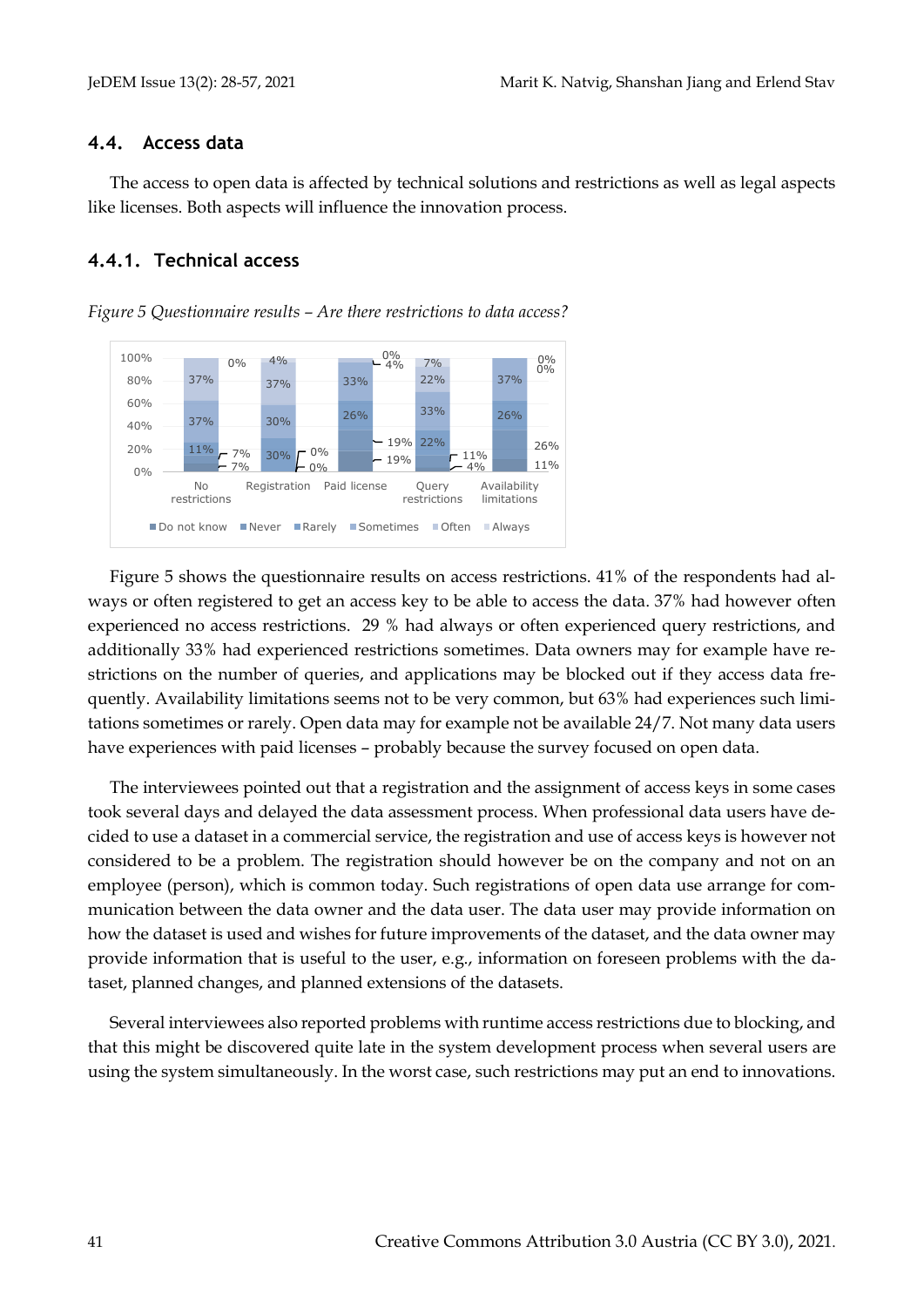### 4.4. Access data

The access to open data is affected by technical solutions and restrictions as well as legal aspects like licenses. Both aspects will influence the innovation process.

### 4.4.1. Technical access

*Figure 5 Questionnaire results – Are there restrictions to data access?*

Figure 5 shows the questionnaire results on access restrictions. 41% of the respondents had always or often registered to get an access key to be able to access the data. 37% had however often experienced no access restrictions. 29 % had always or often experienced query restrictions, and additionally 33% had experienced restrictions sometimes. Data owners may for example have restrictions on the number of queries, and applications may be blocked out if they access data frequently. Availability limitations seems not to be very common, but 63% had experiences such limitations sometimes or rarely. Open data may for example not be available 24/7. Not many data users have experiences with paid licenses – probably because the survey focused on open data.

The interviewees pointed out that a registration and the assignment of access keys in some cases took several days and delayed the data assessment process. When professional data users have decided to use a dataset in a commercial service, the registration and use of access keys is however not considered to be a problem. The registration should however be on the company and not on an employee (person), which is common today. Such registrations of open data use arrange for communication between the data owner and the data user. The data user may provide information on how the dataset is used and wishes for future improvements of the dataset, and the data owner may provide information that is useful to the user, e.g., information on foreseen problems with the dataset, planned changes, and planned extensions of the datasets.

Several interviewees also reported problems with runtime access restrictions due to blocking, and that this might be discovered quite late in the system development process when several users are using the system simultaneously. In the worst case, such restrictions may put an end to innovations.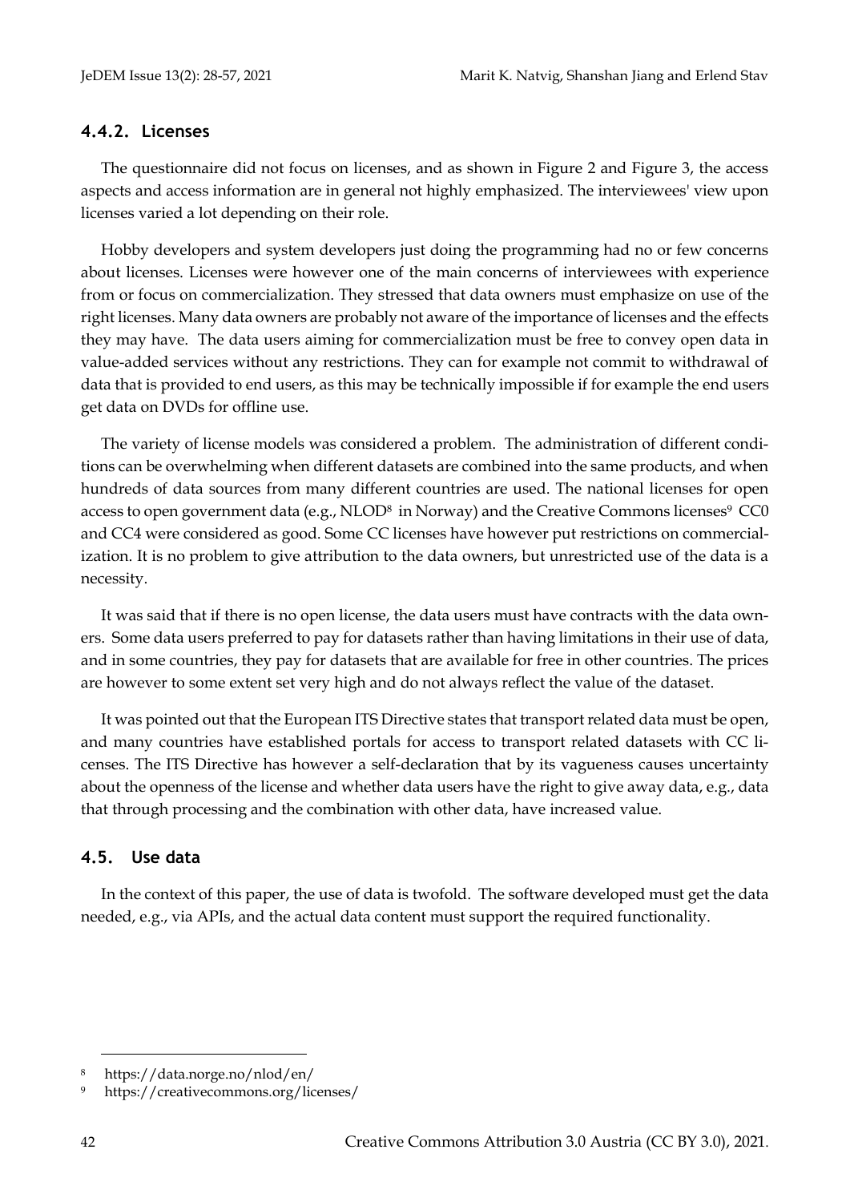#### 4.4.2. Licenses

The questionnaire did not focus on licenses, and as shown in Figure 2 and Figure 3, the access aspects and access information are in general not highly emphasized. The interviewees' view upon licenses varied a lot depending on their role.

Hobby developers and system developers just doing the programming had no or few concerns about licenses. Licenses were however one of the main concerns of interviewees with experience from or focus on commercialization. They stressed that data owners must emphasize on use of the right licenses. Many data owners are probably not aware of the importance of licenses and the effects they may have. The data users aiming for commercialization must be free to convey open data in value-added services without any restrictions. They can for example not commit to withdrawal of data that is provided to end users, as this may be technically impossible if for example the end users get data on DVDs for offline use.

The variety of license models was considered a problem. The administration of different conditions can be overwhelming when different datasets are combined into the same products, and when hundreds of data sources from many different countries are used. The national licenses for open access to open government data (e.g., NLOD[8] in Norway) and the Creative Commons licenses[9] CC0 and CC4 were considered as good. Some CC licenses have however put restrictions on commercialization. It is no problem to give attribution to the data owners, but unrestricted use of the data is a necessity.

It was said that if there is no open license, the data users must have contracts with the data owners. Some data users preferred to pay for datasets rather than having limitations in their use of data, and in some countries, they pay for datasets that are available for free in other countries. The prices are however to some extent set very high and do not always reflect the value of the dataset.

It was pointed out that the European ITS Directive states that transport related data must be open, and many countries have established portals for access to transport related datasets with CC licenses. The ITS Directive has however a self-declaration that by its vagueness causes uncertainty about the openness of the license and whether data users have the right to give away data, e.g., data that through processing and the combination with other data, have increased value.

### 4.5. Use data

In the context of this paper, the use of data is twofold. The software developed must get the data needed, e.g., via APIs, and the actual data content must support the required functionality.

---

[8] https://data.norge.no/nlod/en/

[9] https://creativecommons.org/licenses/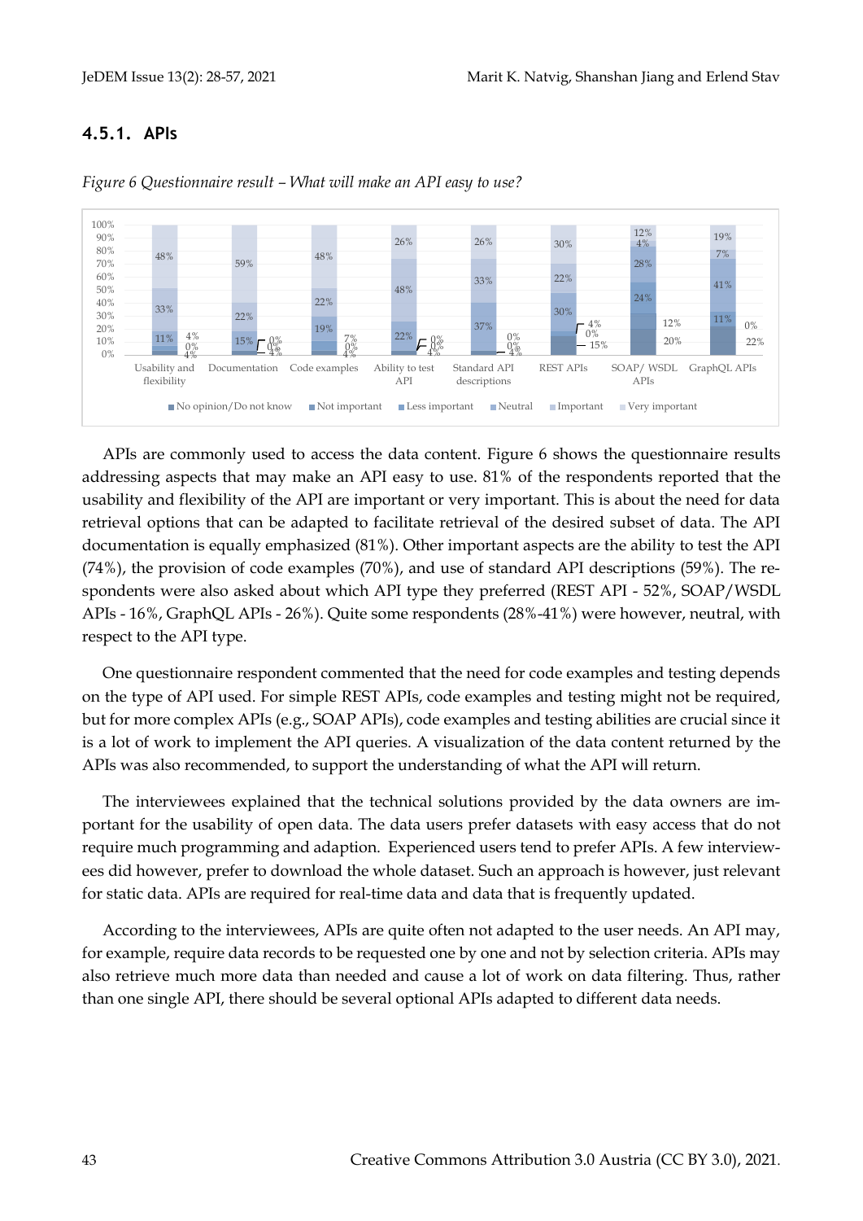### 4.5.1. APIs

*Figure 6 Questionnaire result – What will make an API easy to use?*

APIs are commonly used to access the data content. Figure 6 shows the questionnaire results addressing aspects that may make an API easy to use. 81% of the respondents reported that the usability and flexibility of the API are important or very important. This is about the need for data retrieval options that can be adapted to facilitate retrieval of the desired subset of data. The API documentation is equally emphasized (81%). Other important aspects are the ability to test the API (74%), the provision of code examples (70%), and use of standard API descriptions (59%). The respondents were also asked about which API type they preferred (REST API - 52%, SOAP/WSDL APIs - 16%, GraphQL APIs - 26%). Quite some respondents (28%-41%) were however, neutral, with respect to the API type.

One questionnaire respondent commented that the need for code examples and testing depends on the type of API used. For simple REST APIs, code examples and testing might not be required, but for more complex APIs (e.g., SOAP APIs), code examples and testing abilities are crucial since it is a lot of work to implement the API queries. A visualization of the data content returned by the APIs was also recommended, to support the understanding of what the API will return.

The interviewees explained that the technical solutions provided by the data owners are important for the usability of open data. The data users prefer datasets with easy access that do not require much programming and adaption. Experienced users tend to prefer APIs. A few interviewees did however, prefer to download the whole dataset. Such an approach is however, just relevant for static data. APIs are required for real-time data and data that is frequently updated.

According to the interviewees, APIs are quite often not adapted to the user needs. An API may, for example, require data records to be requested one by one and not by selection criteria. APIs may also retrieve much more data than needed and cause a lot of work on data filtering. Thus, rather than one single API, there should be several optional APIs adapted to different data needs.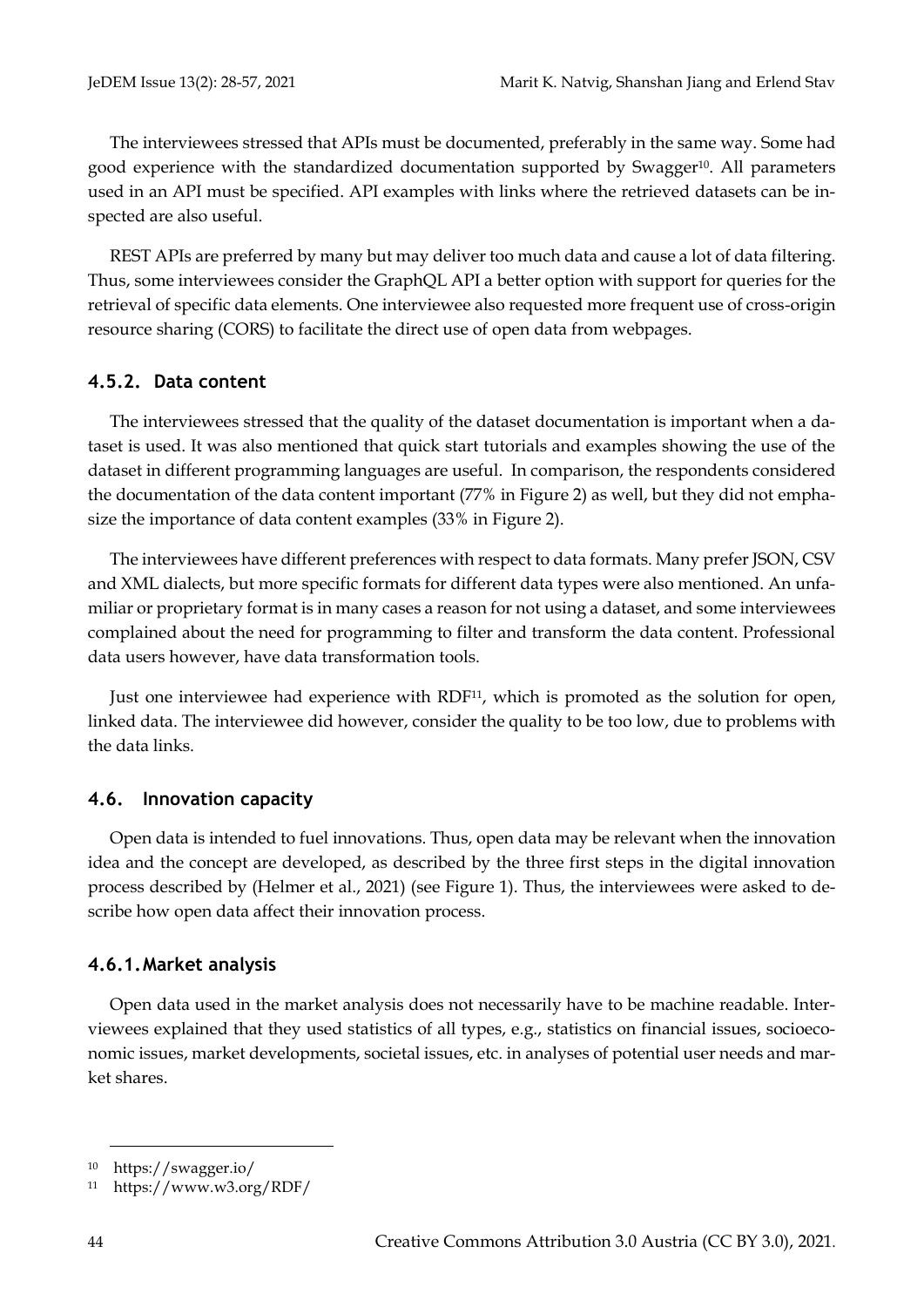The interviewees stressed that APIs must be documented, preferably in the same way. Some had good experience with the standardized documentation supported by Swagger[10]. All parameters used in an API must be specified. API examples with links where the retrieved datasets can be inspected are also useful.

REST APIs are preferred by many but may deliver too much data and cause a lot of data filtering. Thus, some interviewees consider the GraphQL API a better option with support for queries for the retrieval of specific data elements. One interviewee also requested more frequent use of cross-origin resource sharing (CORS) to facilitate the direct use of open data from webpages.

### 4.5.2. Data content

The interviewees stressed that the quality of the dataset documentation is important when a dataset is used. It was also mentioned that quick start tutorials and examples showing the use of the dataset in different programming languages are useful. In comparison, the respondents considered the documentation of the data content important (77% in Figure 2) as well, but they did not emphasize the importance of data content examples (33% in Figure 2).

The interviewees have different preferences with respect to data formats. Many prefer JSON, CSV and XML dialects, but more specific formats for different data types were also mentioned. An unfamiliar or proprietary format is in many cases a reason for not using a dataset, and some interviewees complained about the need for programming to filter and transform the data content. Professional data users however, have data transformation tools.

Just one interviewee had experience with RDF[11], which is promoted as the solution for open, linked data. The interviewee did however, consider the quality to be too low, due to problems with the data links.

## 4.6. Innovation capacity

Open data is intended to fuel innovations. Thus, open data may be relevant when the innovation idea and the concept are developed, as described by the three first steps in the digital innovation process described by (Helmer et al., 2021) (see Figure 1). Thus, the interviewees were asked to describe how open data affect their innovation process.

### 4.6.1. Market analysis

Open data used in the market analysis does not necessarily have to be machine readable. Interviewees explained that they used statistics of all types, e.g., statistics on financial issues, socioeconomic issues, market developments, societal issues, etc. in analyses of potential user needs and market shares.

---

[10] https://swagger.io/

[11] https://www.w3.org/RDF/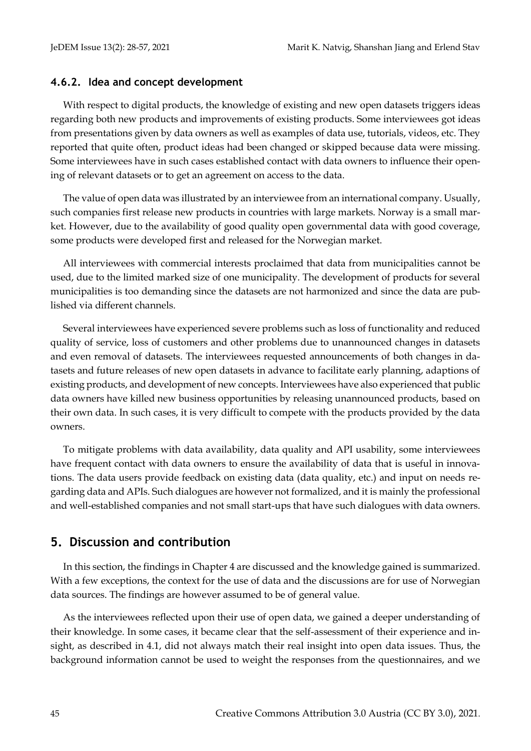#### 4.6.2. Idea and concept development

With respect to digital products, the knowledge of existing and new open datasets triggers ideas regarding both new products and improvements of existing products. Some interviewees got ideas from presentations given by data owners as well as examples of data use, tutorials, videos, etc. They reported that quite often, product ideas had been changed or skipped because data were missing. Some interviewees have in such cases established contact with data owners to influence their opening of relevant datasets or to get an agreement on access to the data.

The value of open data was illustrated by an interviewee from an international company. Usually, such companies first release new products in countries with large markets. Norway is a small market. However, due to the availability of good quality open governmental data with good coverage, some products were developed first and released for the Norwegian market.

All interviewees with commercial interests proclaimed that data from municipalities cannot be used, due to the limited marked size of one municipality. The development of products for several municipalities is too demanding since the datasets are not harmonized and since the data are published via different channels.

Several interviewees have experienced severe problems such as loss of functionality and reduced quality of service, loss of customers and other problems due to unannounced changes in datasets and even removal of datasets. The interviewees requested announcements of both changes in datasets and future releases of new open datasets in advance to facilitate early planning, adaptions of existing products, and development of new concepts. Interviewees have also experienced that public data owners have killed new business opportunities by releasing unannounced products, based on their own data. In such cases, it is very difficult to compete with the products provided by the data owners.

To mitigate problems with data availability, data quality and API usability, some interviewees have frequent contact with data owners to ensure the availability of data that is useful in innovations. The data users provide feedback on existing data (data quality, etc.) and input on needs regarding data and APIs. Such dialogues are however not formalized, and it is mainly the professional and well-established companies and not small start-ups that have such dialogues with data owners.

## 5. Discussion and contribution

In this section, the findings in Chapter 4 are discussed and the knowledge gained is summarized. With a few exceptions, the context for the use of data and the discussions are for use of Norwegian data sources. The findings are however assumed to be of general value.

As the interviewees reflected upon their use of open data, we gained a deeper understanding of their knowledge. In some cases, it became clear that the self-assessment of their experience and insight, as described in 4.1, did not always match their real insight into open data issues. Thus, the background information cannot be used to weight the responses from the questionnaires, and we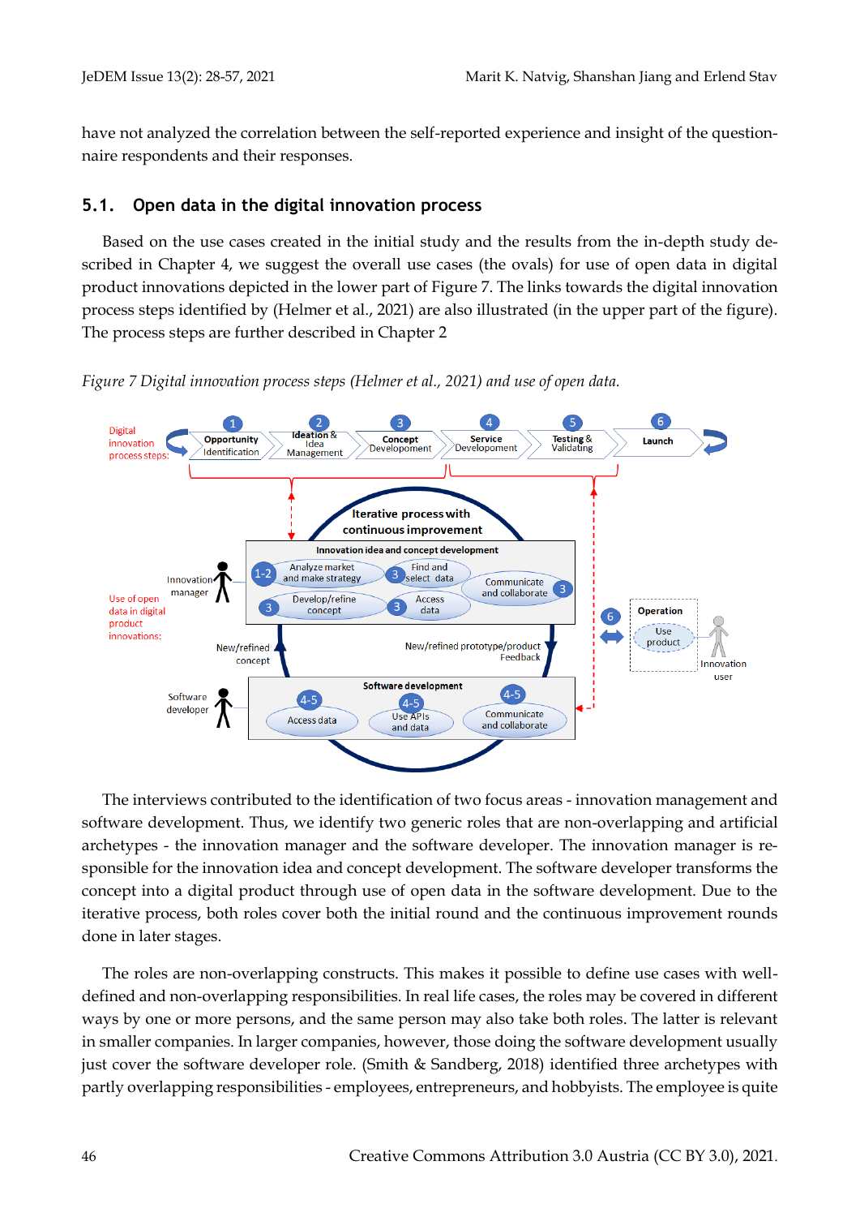have not analyzed the correlation between the self-reported experience and insight of the questionnaire respondents and their responses.

## 5.1. Open data in the digital innovation process

Based on the use cases created in the initial study and the results from the in-depth study described in Chapter 4, we suggest the overall use cases (the ovals) for use of open data in digital product innovations depicted in the lower part of Figure 7. The links towards the digital innovation process steps identified by (Helmer et al., 2021) are also illustrated (in the upper part of the figure). The process steps are further described in Chapter 2

*Figure 7 Digital innovation process steps (Helmer et al., 2021) and use of open data.*

The interviews contributed to the identification of two focus areas - innovation management and software development. Thus, we identify two generic roles that are non-overlapping and artificial archetypes - the innovation manager and the software developer. The innovation manager is responsible for the innovation idea and concept development. The software developer transforms the concept into a digital product through use of open data in the software development. Due to the iterative process, both roles cover both the initial round and the continuous improvement rounds done in later stages.

The roles are non-overlapping constructs. This makes it possible to define use cases with well-defined and non-overlapping responsibilities. In real life cases, the roles may be covered in different ways by one or more persons, and the same person may also take both roles. The latter is relevant in smaller companies. In larger companies, however, those doing the software development usually just cover the software developer role. (Smith & Sandberg, 2018) identified three archetypes with partly overlapping responsibilities - employees, entrepreneurs, and hobbyists. The employee is quite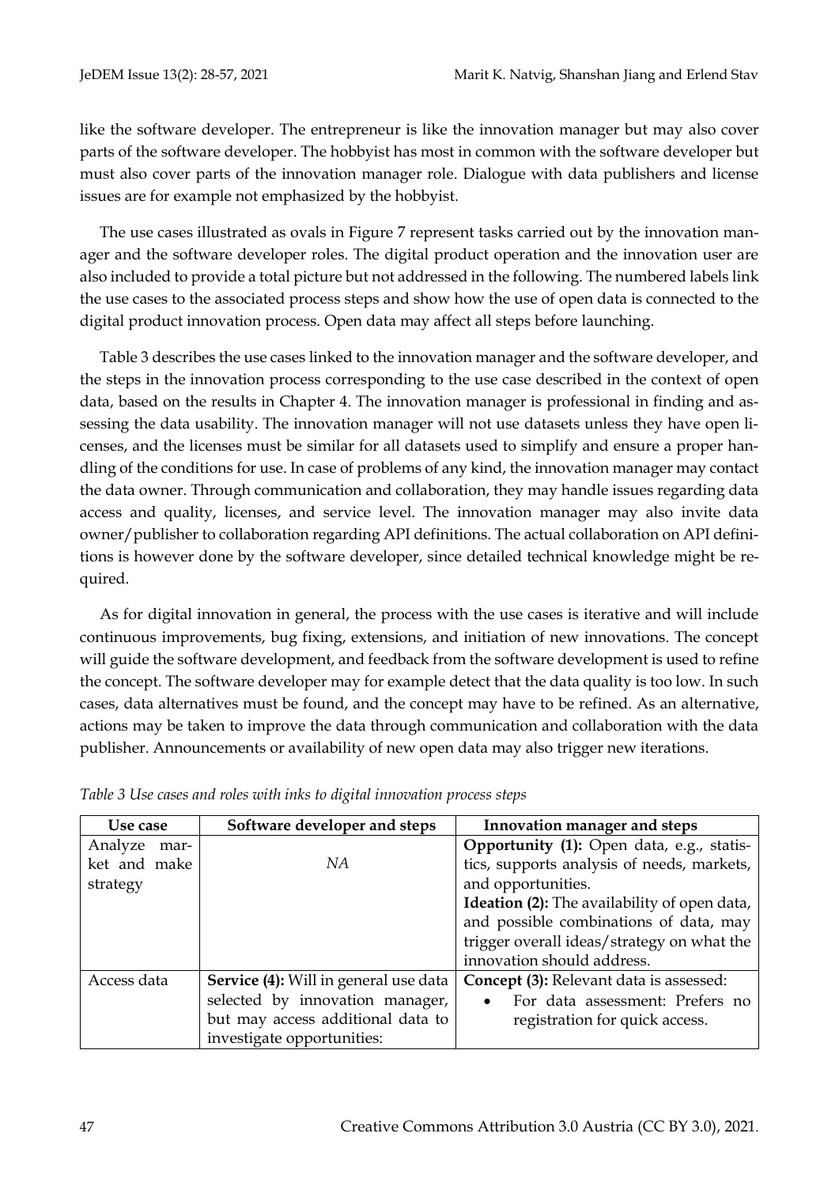like the software developer. The entrepreneur is like the innovation manager but may also cover parts of the software developer. The hobbyist has most in common with the software developer but must also cover parts of the innovation manager role. Dialogue with data publishers and license issues are for example not emphasized by the hobbyist.

The use cases illustrated as ovals in Figure 7 represent tasks carried out by the innovation manager and the software developer roles. The digital product operation and the innovation user are also included to provide a total picture but not addressed in the following. The numbered labels link the use cases to the associated process steps and show how the use of open data is connected to the digital product innovation process. Open data may affect all steps before launching.

Table 3 describes the use cases linked to the innovation manager and the software developer, and the steps in the innovation process corresponding to the use case described in the context of open data, based on the results in Chapter 4. The innovation manager is professional in finding and assessing the data usability. The innovation manager will not use datasets unless they have open licenses, and the licenses must be similar for all datasets used to simplify and ensure a proper handling of the conditions for use. In case of problems of any kind, the innovation manager may contact the data owner. Through communication and collaboration, they may handle issues regarding data access and quality, licenses, and service level. The innovation manager may also invite data owner/publisher to collaboration regarding API definitions. The actual collaboration on API definitions is however done by the software developer, since detailed technical knowledge might be required.

As for digital innovation in general, the process with the use cases is iterative and will include continuous improvements, bug fixing, extensions, and initiation of new innovations. The concept will guide the software development, and feedback from the software development is used to refine the concept. The software developer may for example detect that the data quality is too low. In such cases, data alternatives must be found, and the concept may have to be refined. As an alternative, actions may be taken to improve the data through communication and collaboration with the data publisher. Announcements or availability of new open data may also trigger new iterations.

*Table 3 Use cases and roles with inks to digital innovation process steps*

| Use case | Software developer and steps | Innovation manager and steps |
|---|---|---|
| Analyze market and make strategy | *NA* | **Opportunity (1):** Open data, e.g., statistics, supports analysis of needs, markets, and opportunities.<br>**Ideation (2):** The availability of open data, and possible combinations of data, may trigger overall ideas/strategy on what the innovation should address. |
| Access data | **Service (4):** Will in general use data selected by innovation manager, but may access additional data to investigate opportunities: | **Concept (3):** Relevant data is assessed:<br>• For data assessment: Prefers no registration for quick access. |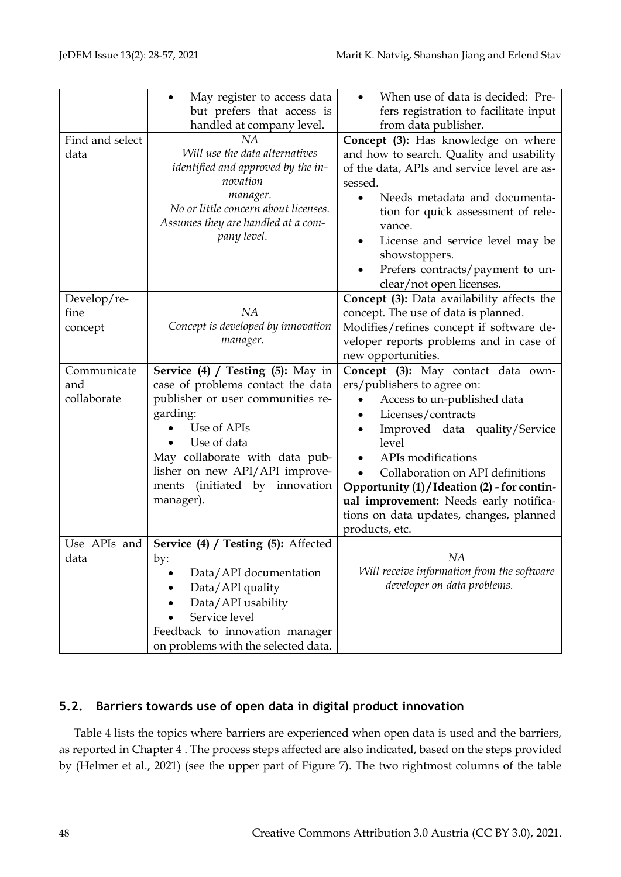| | | |
|---|---|---|
| | • May register to access data but prefers that access is handled at company level. | • When use of data is decided: Prefers registration to facilitate input from data publisher. |
| Find and select data | *NA*<br>*Will use the data alternatives identified and approved by the innovation manager.*<br>*No or little concern about licenses. Assumes they are handled at a company level.* | **Concept (3):** Has knowledge on where and how to search. Quality and usability of the data, APIs and service level are assessed.<br>• Needs metadata and documentation for quick assessment of relevance.<br>• License and service level may be showstoppers.<br>• Prefers contracts/payment to unclear/not open licenses. |
| Develop/refine concept | *NA*<br>*Concept is developed by innovation manager.* | **Concept (3):** Data availability affects the concept. The use of data is planned. Modifies/refines concept if software developer reports problems and in case of new opportunities. |
| Communicate and collaborate | **Service (4) / Testing (5):** May in case of problems contact the data publisher or user communities regarding:<br>• Use of APIs<br>• Use of data<br>May collaborate with data publisher on new API/API improvements (initiated by innovation manager). | **Concept (3):** May contact data owners/publishers to agree on:<br>• Access to un-published data<br>• Licenses/contracts<br>• Improved data quality/Service level<br>• APIs modifications<br>• Collaboration on API definitions<br>**Opportunity (1)/Ideation (2) - for continual improvement:** Needs early notifications on data updates, changes, planned products, etc. |
| Use APIs and data | **Service (4) / Testing (5):** Affected by:<br>• Data/API documentation<br>• Data/API quality<br>• Data/API usability<br>• Service level<br>Feedback to innovation manager on problems with the selected data. | *NA*<br>*Will receive information from the software developer on data problems.* |

## 5.2. Barriers towards use of open data in digital product innovation

Table 4 lists the topics where barriers are experienced when open data is used and the barriers, as reported in Chapter 4 . The process steps affected are also indicated, based on the steps provided by (Helmer et al., 2021) (see the upper part of Figure 7). The two rightmost columns of the table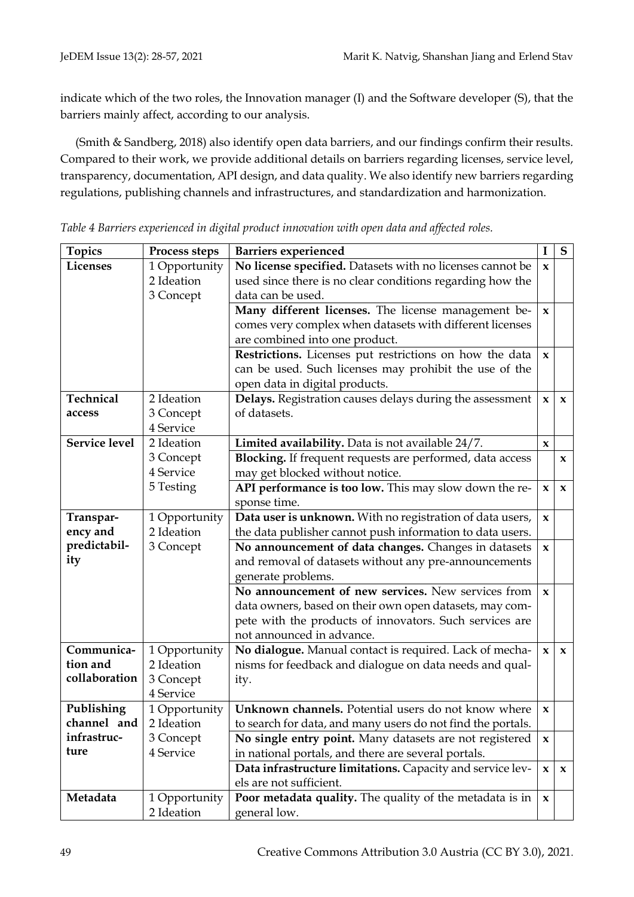indicate which of the two roles, the Innovation manager (I) and the Software developer (S), that the barriers mainly affect, according to our analysis.

(Smith & Sandberg, 2018) also identify open data barriers, and our findings confirm their results. Compared to their work, we provide additional details on barriers regarding licenses, service level, transparency, documentation, API design, and data quality. We also identify new barriers regarding regulations, publishing channels and infrastructures, and standardization and harmonization.

*Table 4 Barriers experienced in digital product innovation with open data and affected roles.*

| Topics | Process steps | Barriers experienced | I | S |
|---|---|---|---|---|
| **Licenses** | 1 Opportunity<br>2 Ideation<br>3 Concept | **No license specified.** Datasets with no licenses cannot be used since there is no clear conditions regarding how the data can be used. | x | |
| | | **Many different licenses.** The license management becomes very complex when datasets with different licenses are combined into one product. | x | |
| | | **Restrictions.** Licenses put restrictions on how the data can be used. Such licenses may prohibit the use of the open data in digital products. | x | |
| **Technical access** | 2 Ideation<br>3 Concept<br>4 Service | **Delays.** Registration causes delays during the assessment of datasets. | x | x |
| **Service level** | 2 Ideation<br>3 Concept<br>4 Service<br>5 Testing | **Limited availability.** Data is not available 24/7. | x | |
| | | **Blocking.** If frequent requests are performed, data access may get blocked without notice. | | x |
| | | **API performance is too low.** This may slow down the response time. | x | x |
| **Transparency and predictability** | 1 Opportunity<br>2 Ideation<br>3 Concept | **Data user is unknown.** With no registration of data users, the data publisher cannot push information to data users. | x | |
| | | **No announcement of data changes.** Changes in datasets and removal of datasets without any pre-announcements generate problems. | x | |
| | | **No announcement of new services.** New services from data owners, based on their own open datasets, may compete with the products of innovators. Such services are not announced in advance. | x | |
| **Communication and collaboration** | 1 Opportunity<br>2 Ideation<br>3 Concept<br>4 Service | **No dialogue.** Manual contact is required. Lack of mechanisms for feedback and dialogue on data needs and quality. | x | x |
| **Publishing channel and infrastructure** | 1 Opportunity<br>2 Ideation<br>3 Concept<br>4 Service | **Unknown channels.** Potential users do not know where to search for data, and many users do not find the portals. | x | |
| | | **No single entry point.** Many datasets are not registered in national portals, and there are several portals. | x | |
| | | **Data infrastructure limitations.** Capacity and service levels are not sufficient. | x | x |
| **Metadata** | 1 Opportunity<br>2 Ideation | **Poor metadata quality.** The quality of the metadata is in general low. | x | |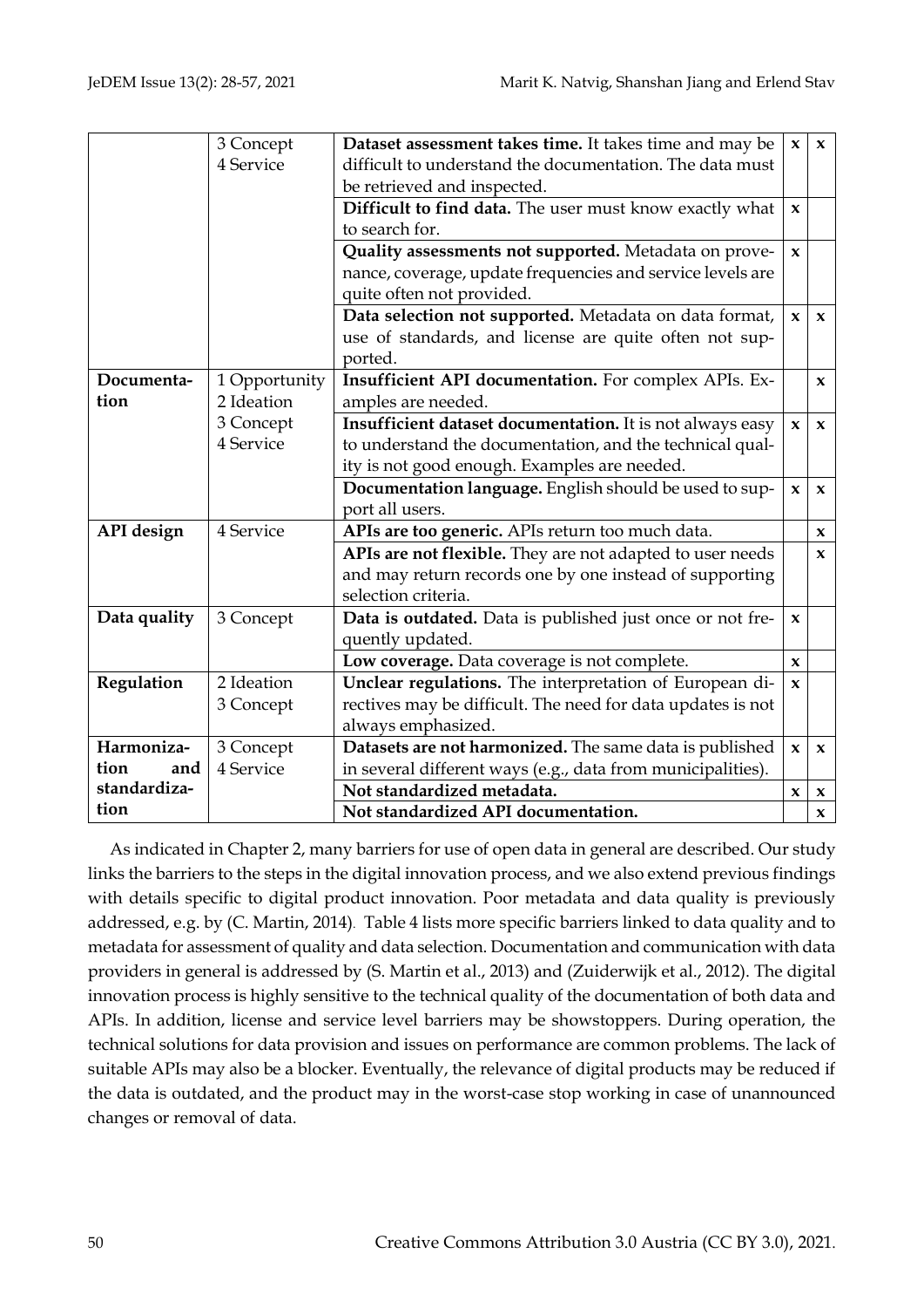| | | | | |
|---|---|---|---|---|
| | 3 Concept<br>4 Service | **Dataset assessment takes time.** It takes time and may be difficult to understand the documentation. The data must be retrieved and inspected. | x | x |
| | | **Difficult to find data.** The user must know exactly what to search for. | x | |
| | | **Quality assessments not supported.** Metadata on provenance, coverage, update frequencies and service levels are quite often not provided. | x | |
| | | **Data selection not supported.** Metadata on data format, use of standards, and license are quite often not supported. | x | x |
| **Documentation** | 1 Opportunity<br>2 Ideation<br>3 Concept<br>4 Service | **Insufficient API documentation.** For complex APIs. Examples are needed. | | x |
| | | **Insufficient dataset documentation.** It is not always easy to understand the documentation, and the technical quality is not good enough. Examples are needed. | x | x |
| | | **Documentation language.** English should be used to support all users. | x | x |
| **API design** | 4 Service | **APIs are too generic.** APIs return too much data. | | x |
| | | **APIs are not flexible.** They are not adapted to user needs and may return records one by one instead of supporting selection criteria. | | x |
| **Data quality** | 3 Concept | **Data is outdated.** Data is published just once or not frequently updated. | x | |
| | | **Low coverage.** Data coverage is not complete. | x | |
| **Regulation** | 2 Ideation<br>3 Concept | **Unclear regulations.** The interpretation of European directives may be difficult. The need for data updates is not always emphasized. | x | |
| **Harmonization and standardization** | 3 Concept<br>4 Service | **Datasets are not harmonized.** The same data is published in several different ways (e.g., data from municipalities). | x | x |
| | | **Not standardized metadata.** | x | x |
| | | **Not standardized API documentation.** | | x |

As indicated in Chapter 2, many barriers for use of open data in general are described. Our study links the barriers to the steps in the digital innovation process, and we also extend previous findings with details specific to digital product innovation. Poor metadata and data quality is previously addressed, e.g. by (C. Martin, 2014). Table 4 lists more specific barriers linked to data quality and to metadata for assessment of quality and data selection. Documentation and communication with data providers in general is addressed by (S. Martin et al., 2013) and (Zuiderwijk et al., 2012). The digital innovation process is highly sensitive to the technical quality of the documentation of both data and APIs. In addition, license and service level barriers may be showstoppers. During operation, the technical solutions for data provision and issues on performance are common problems. The lack of suitable APIs may also be a blocker. Eventually, the relevance of digital products may be reduced if the data is outdated, and the product may in the worst-case stop working in case of unannounced changes or removal of data.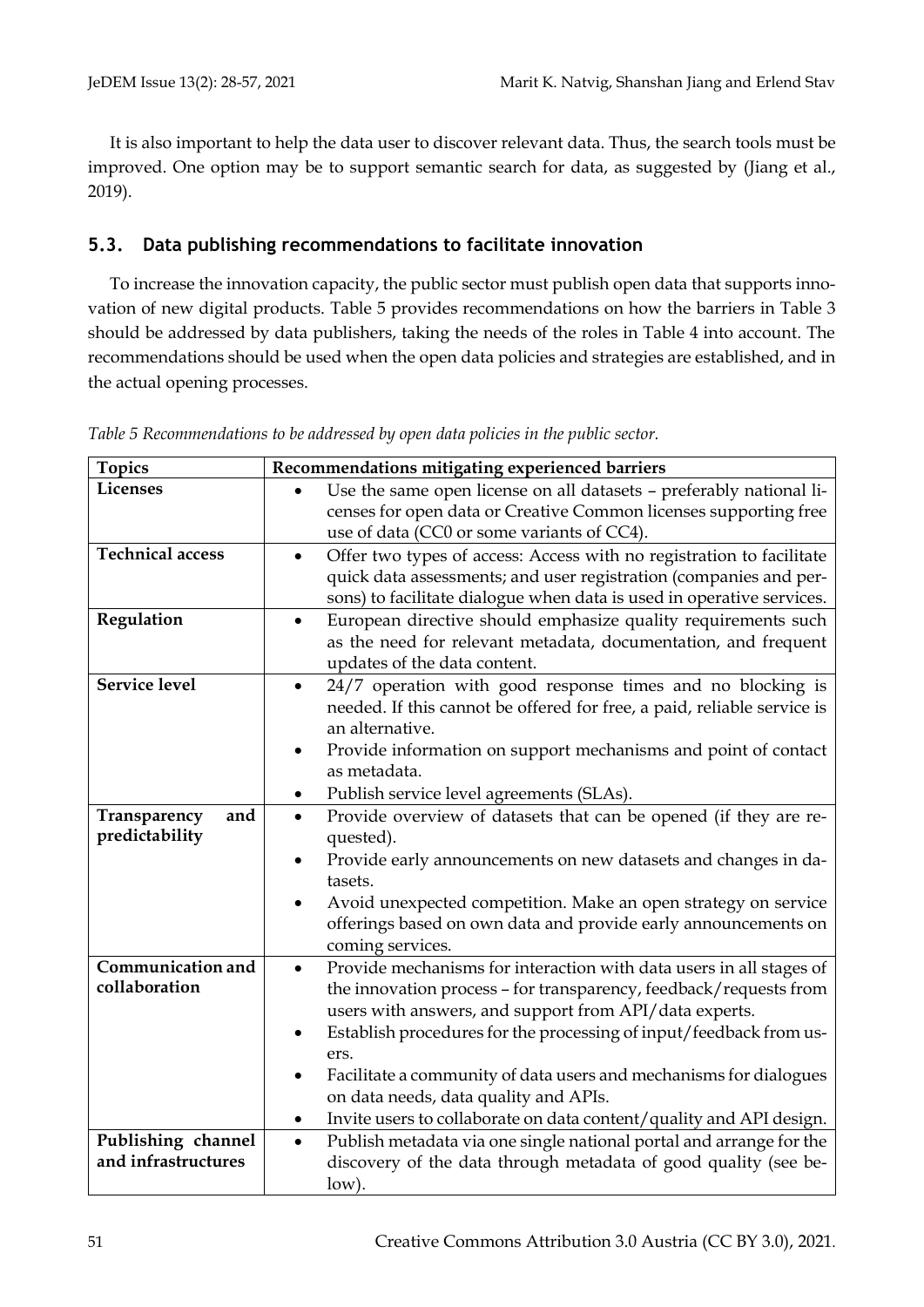It is also important to help the data user to discover relevant data. Thus, the search tools must be improved. One option may be to support semantic search for data, as suggested by (Jiang et al., 2019).

### 5.3. Data publishing recommendations to facilitate innovation

To increase the innovation capacity, the public sector must publish open data that supports innovation of new digital products. Table 5 provides recommendations on how the barriers in Table 3 should be addressed by data publishers, taking the needs of the roles in Table 4 into account. The recommendations should be used when the open data policies and strategies are established, and in the actual opening processes.

*Table 5 Recommendations to be addressed by open data policies in the public sector.*

| Topics | Recommendations mitigating experienced barriers |
|---|---|
| **Licenses** | • Use the same open license on all datasets – preferably national licenses for open data or Creative Common licenses supporting free use of data (CC0 or some variants of CC4). |
| **Technical access** | • Offer two types of access: Access with no registration to facilitate quick data assessments; and user registration (companies and persons) to facilitate dialogue when data is used in operative services. |
| **Regulation** | • European directive should emphasize quality requirements such as the need for relevant metadata, documentation, and frequent updates of the data content. |
| **Service level** | • 24/7 operation with good response times and no blocking is needed. If this cannot be offered for free, a paid, reliable service is an alternative.<br>• Provide information on support mechanisms and point of contact as metadata.<br>• Publish service level agreements (SLAs). |
| **Transparency and predictability** | • Provide overview of datasets that can be opened (if they are requested).<br>• Provide early announcements on new datasets and changes in datasets.<br>• Avoid unexpected competition. Make an open strategy on service offerings based on own data and provide early announcements on coming services. |
| **Communication and collaboration** | • Provide mechanisms for interaction with data users in all stages of the innovation process – for transparency, feedback/requests from users with answers, and support from API/data experts.<br>• Establish procedures for the processing of input/feedback from users.<br>• Facilitate a community of data users and mechanisms for dialogues on data needs, data quality and APIs.<br>• Invite users to collaborate on data content/quality and API design. |
| **Publishing channel and infrastructures** | • Publish metadata via one single national portal and arrange for the discovery of the data through metadata of good quality (see below). |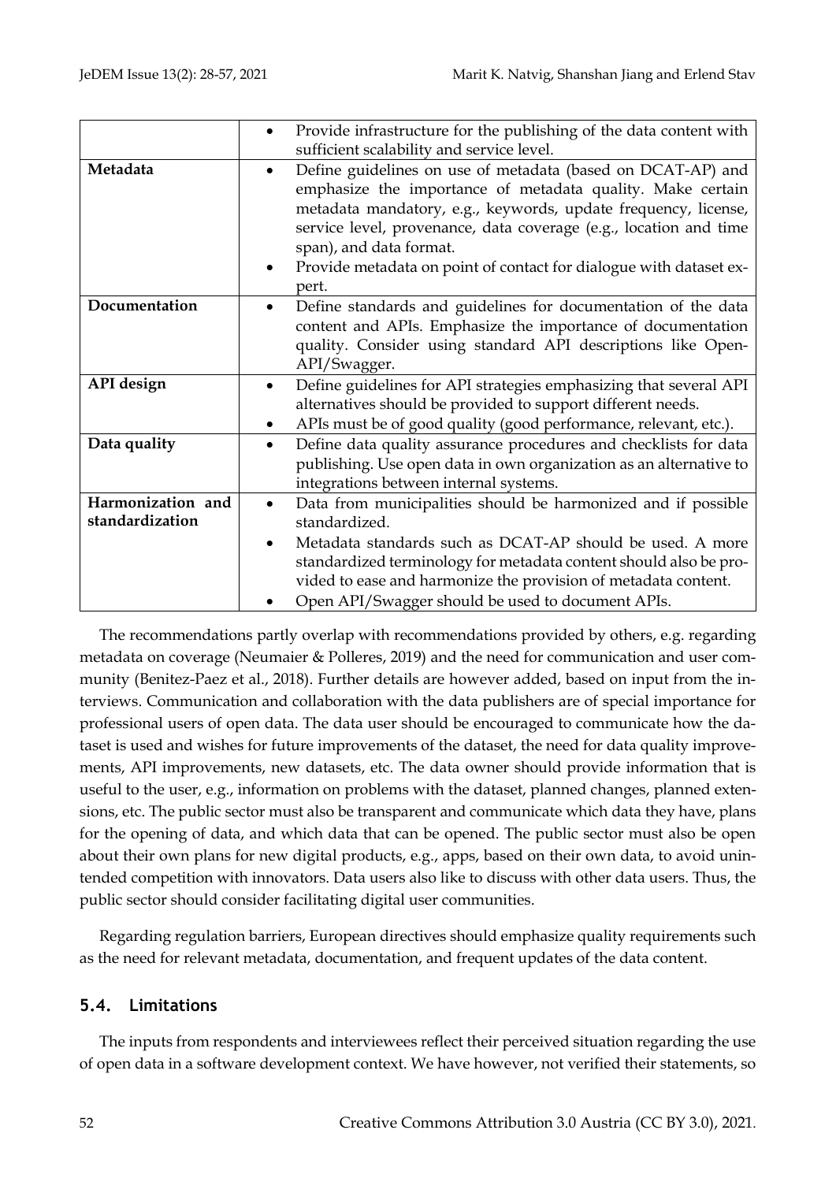| | |
|---|---|
| | • Provide infrastructure for the publishing of the data content with sufficient scalability and service level. |
| **Metadata** | • Define guidelines on use of metadata (based on DCAT-AP) and emphasize the importance of metadata quality. Make certain metadata mandatory, e.g., keywords, update frequency, license, service level, provenance, data coverage (e.g., location and time span), and data format.<br>• Provide metadata on point of contact for dialogue with dataset expert. |
| **Documentation** | • Define standards and guidelines for documentation of the data content and APIs. Emphasize the importance of documentation quality. Consider using standard API descriptions like OpenAPI/Swagger. |
| **API design** | • Define guidelines for API strategies emphasizing that several API alternatives should be provided to support different needs.<br>• APIs must be of good quality (good performance, relevant, etc.). |
| **Data quality** | • Define data quality assurance procedures and checklists for data publishing. Use open data in own organization as an alternative to integrations between internal systems. |
| **Harmonization and standardization** | • Data from municipalities should be harmonized and if possible standardized.<br>• Metadata standards such as DCAT-AP should be used. A more standardized terminology for metadata content should also be provided to ease and harmonize the provision of metadata content.<br>• Open API/Swagger should be used to document APIs. |

The recommendations partly overlap with recommendations provided by others, e.g. regarding metadata on coverage (Neumaier & Polleres, 2019) and the need for communication and user community (Benitez-Paez et al., 2018). Further details are however added, based on input from the interviews. Communication and collaboration with the data publishers are of special importance for professional users of open data. The data user should be encouraged to communicate how the dataset is used and wishes for future improvements of the dataset, the need for data quality improvements, API improvements, new datasets, etc. The data owner should provide information that is useful to the user, e.g., information on problems with the dataset, planned changes, planned extensions, etc. The public sector must also be transparent and communicate which data they have, plans for the opening of data, and which data that can be opened. The public sector must also be open about their own plans for new digital products, e.g., apps, based on their own data, to avoid unintended competition with innovators. Data users also like to discuss with other data users. Thus, the public sector should consider facilitating digital user communities.

Regarding regulation barriers, European directives should emphasize quality requirements such as the need for relevant metadata, documentation, and frequent updates of the data content.

### 5.4. Limitations

The inputs from respondents and interviewees reflect their perceived situation regarding the use of open data in a software development context. We have however, not verified their statements, so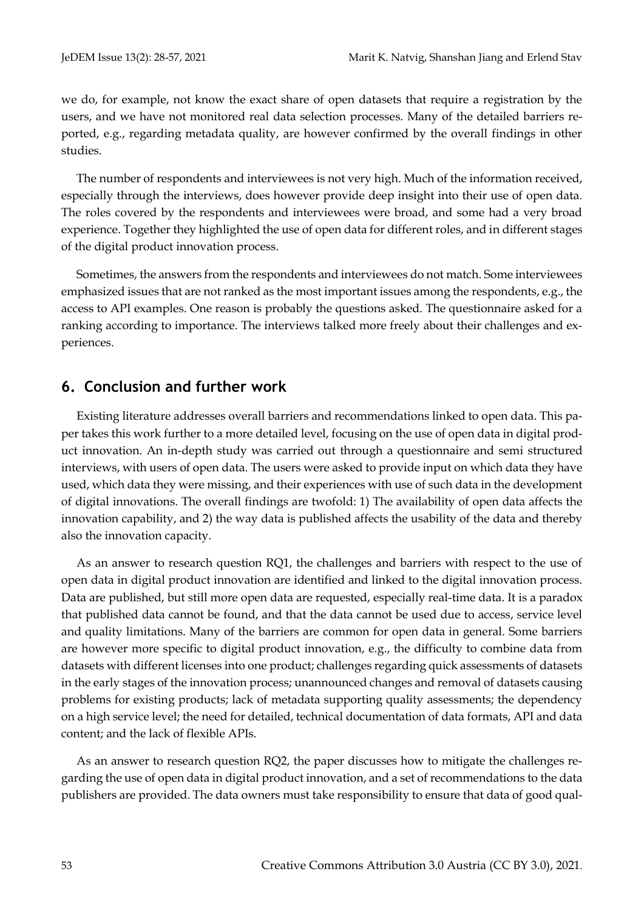we do, for example, not know the exact share of open datasets that require a registration by the users, and we have not monitored real data selection processes. Many of the detailed barriers reported, e.g., regarding metadata quality, are however confirmed by the overall findings in other studies.

The number of respondents and interviewees is not very high. Much of the information received, especially through the interviews, does however provide deep insight into their use of open data. The roles covered by the respondents and interviewees were broad, and some had a very broad experience. Together they highlighted the use of open data for different roles, and in different stages of the digital product innovation process.

Sometimes, the answers from the respondents and interviewees do not match. Some interviewees emphasized issues that are not ranked as the most important issues among the respondents, e.g., the access to API examples. One reason is probably the questions asked. The questionnaire asked for a ranking according to importance. The interviews talked more freely about their challenges and experiences.

## 6. Conclusion and further work

Existing literature addresses overall barriers and recommendations linked to open data. This paper takes this work further to a more detailed level, focusing on the use of open data in digital product innovation. An in-depth study was carried out through a questionnaire and semi structured interviews, with users of open data. The users were asked to provide input on which data they have used, which data they were missing, and their experiences with use of such data in the development of digital innovations. The overall findings are twofold: 1) The availability of open data affects the innovation capability, and 2) the way data is published affects the usability of the data and thereby also the innovation capacity.

As an answer to research question RQ1, the challenges and barriers with respect to the use of open data in digital product innovation are identified and linked to the digital innovation process. Data are published, but still more open data are requested, especially real-time data. It is a paradox that published data cannot be found, and that the data cannot be used due to access, service level and quality limitations. Many of the barriers are common for open data in general. Some barriers are however more specific to digital product innovation, e.g., the difficulty to combine data from datasets with different licenses into one product; challenges regarding quick assessments of datasets in the early stages of the innovation process; unannounced changes and removal of datasets causing problems for existing products; lack of metadata supporting quality assessments; the dependency on a high service level; the need for detailed, technical documentation of data formats, API and data content; and the lack of flexible APIs.

As an answer to research question RQ2, the paper discusses how to mitigate the challenges regarding the use of open data in digital product innovation, and a set of recommendations to the data publishers are provided. The data owners must take responsibility to ensure that data of good qual-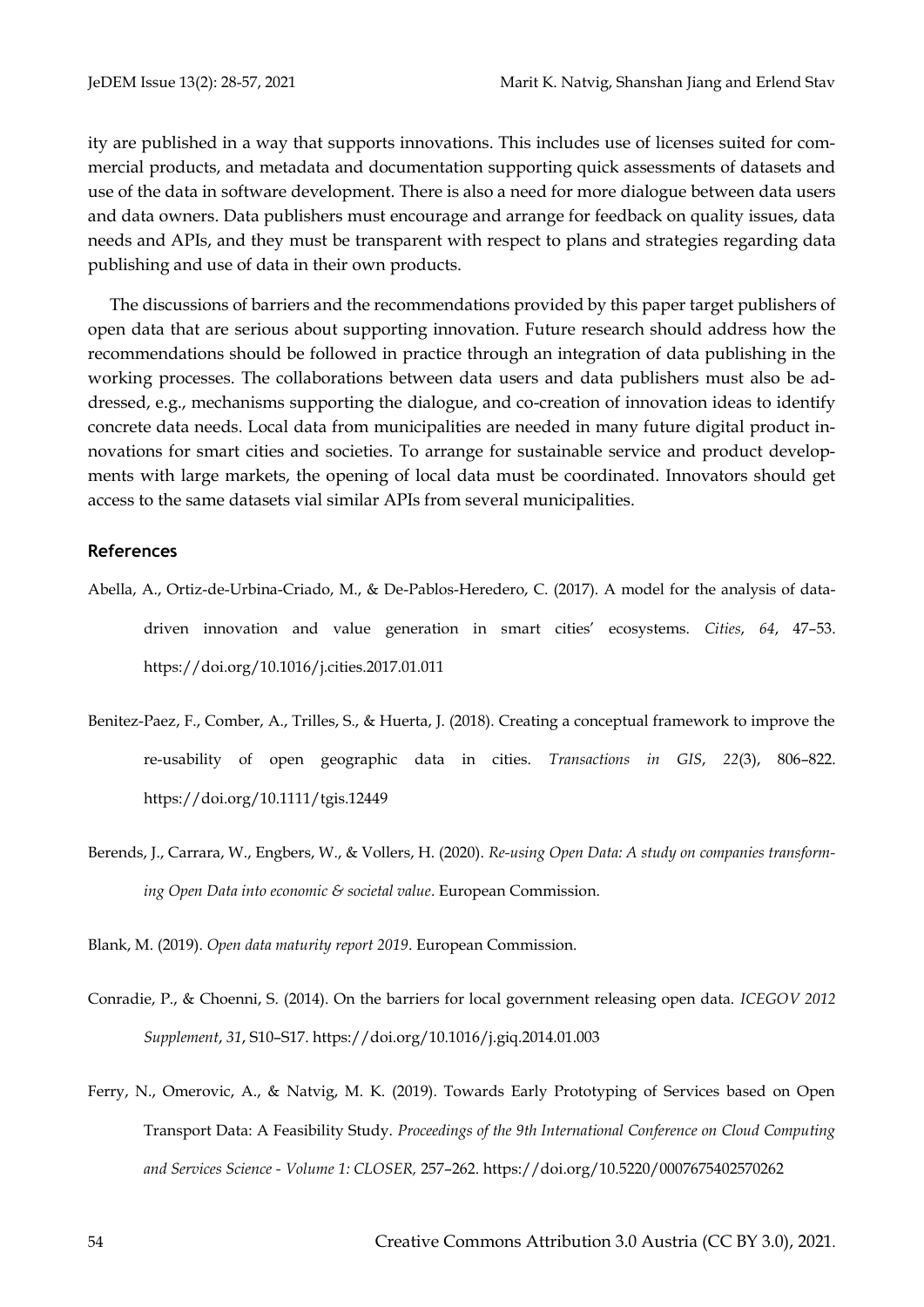ity are published in a way that supports innovations. This includes use of licenses suited for commercial products, and metadata and documentation supporting quick assessments of datasets and use of the data in software development. There is also a need for more dialogue between data users and data owners. Data publishers must encourage and arrange for feedback on quality issues, data needs and APIs, and they must be transparent with respect to plans and strategies regarding data publishing and use of data in their own products.

The discussions of barriers and the recommendations provided by this paper target publishers of open data that are serious about supporting innovation. Future research should address how the recommendations should be followed in practice through an integration of data publishing in the working processes. The collaborations between data users and data publishers must also be addressed, e.g., mechanisms supporting the dialogue, and co-creation of innovation ideas to identify concrete data needs. Local data from municipalities are needed in many future digital product innovations for smart cities and societies. To arrange for sustainable service and product developments with large markets, the opening of local data must be coordinated. Innovators should get access to the same datasets vial similar APIs from several municipalities.

## References

Abella, A., Ortiz-de-Urbina-Criado, M., & De-Pablos-Heredero, C. (2017). A model for the analysis of data-driven innovation and value generation in smart cities' ecosystems. *Cities*, *64*, 47–53. https://doi.org/10.1016/j.cities.2017.01.011

Benitez-Paez, F., Comber, A., Trilles, S., & Huerta, J. (2018). Creating a conceptual framework to improve the re-usability of open geographic data in cities. *Transactions in GIS*, *22*(3), 806–822. https://doi.org/10.1111/tgis.12449

Berends, J., Carrara, W., Engbers, W., & Vollers, H. (2020). *Re-using Open Data: A study on companies transforming Open Data into economic & societal value*. European Commission.

Blank, M. (2019). *Open data maturity report 2019*. European Commission.

Conradie, P., & Choenni, S. (2014). On the barriers for local government releasing open data. *ICEGOV 2012 Supplement*, *31*, S10–S17. https://doi.org/10.1016/j.giq.2014.01.003

Ferry, N., Omerovic, A., & Natvig, M. K. (2019). Towards Early Prototyping of Services based on Open Transport Data: A Feasibility Study. *Proceedings of the 9th International Conference on Cloud Computing and Services Science - Volume 1: CLOSER,* 257–262. https://doi.org/10.5220/0007675402570262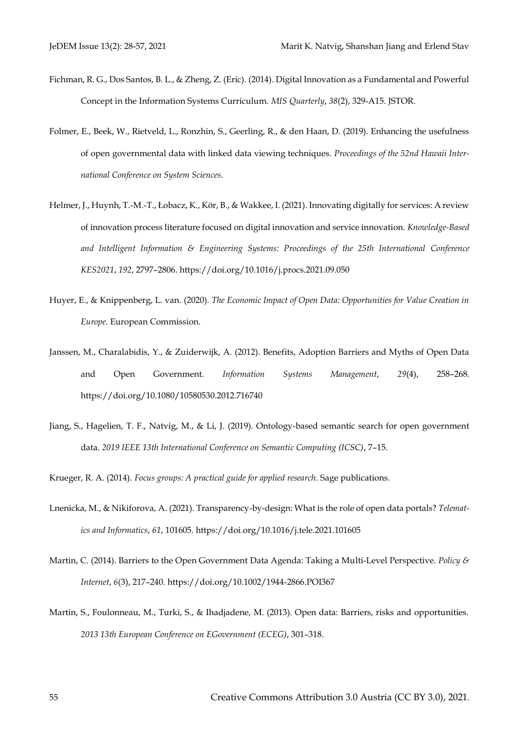Fichman, R. G., Dos Santos, B. L., & Zheng, Z. (Eric). (2014). Digital Innovation as a Fundamental and Powerful Concept in the Information Systems Curriculum. *MIS Quarterly*, *38*(2), 329-A15. JSTOR.

Folmer, E., Beek, W., Rietveld, L., Ronzhin, S., Geerling, R., & den Haan, D. (2019). Enhancing the usefulness of open governmental data with linked data viewing techniques. *Proceedings of the 52nd Hawaii International Conference on System Sciences*.

Helmer, J., Huynh, T.-M.-T., Łobacz, K., Kör, B., & Wakkee, I. (2021). Innovating digitally for services: A review of innovation process literature focused on digital innovation and service innovation. *Knowledge-Based and Intelligent Information & Engineering Systems: Proceedings of the 25th International Conference KES2021*, *192*, 2797–2806. https://doi.org/10.1016/j.procs.2021.09.050

Huyer, E., & Knippenberg, L. van. (2020). *The Economic Impact of Open Data: Opportunities for Value Creation in Europe*. European Commission.

Janssen, M., Charalabidis, Y., & Zuiderwijk, A. (2012). Benefits, Adoption Barriers and Myths of Open Data and Open Government. *Information Systems Management*, *29*(4), 258–268. https://doi.org/10.1080/10580530.2012.716740

Jiang, S., Hagelien, T. F., Natvig, M., & Li, J. (2019). Ontology-based semantic search for open government data. *2019 IEEE 13th International Conference on Semantic Computing (ICSC)*, 7–15.

Krueger, R. A. (2014). *Focus groups: A practical guide for applied research*. Sage publications.

Lnenicka, M., & Nikiforova, A. (2021). Transparency-by-design: What is the role of open data portals? *Telematics and Informatics*, *61*, 101605. https://doi.org/10.1016/j.tele.2021.101605

Martin, C. (2014). Barriers to the Open Government Data Agenda: Taking a Multi-Level Perspective. *Policy & Internet*, *6*(3), 217–240. https://doi.org/10.1002/1944-2866.POI367

Martin, S., Foulonneau, M., Turki, S., & Ihadjadene, M. (2013). Open data: Barriers, risks and opportunities. *2013 13th European Conference on EGovernment (ECEG)*, 301–318.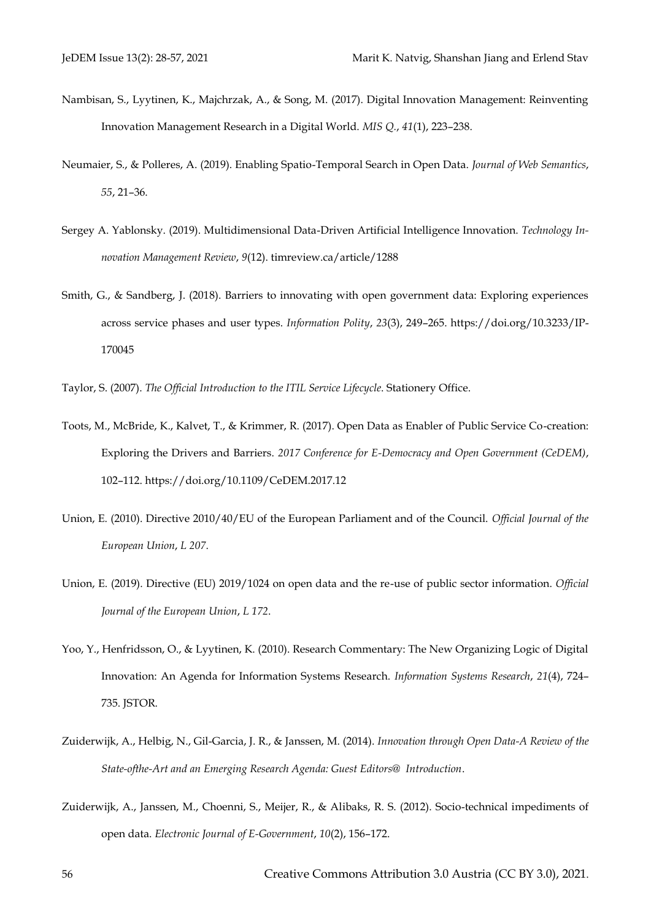Nambisan, S., Lyytinen, K., Majchrzak, A., & Song, M. (2017). Digital Innovation Management: Reinventing Innovation Management Research in a Digital World. *MIS Q.*, *41*(1), 223–238.

Neumaier, S., & Polleres, A. (2019). Enabling Spatio-Temporal Search in Open Data. *Journal of Web Semantics*, *55*, 21–36.

Sergey A. Yablonsky. (2019). Multidimensional Data-Driven Artificial Intelligence Innovation. *Technology Innovation Management Review*, *9*(12). timreview.ca/article/1288

Smith, G., & Sandberg, J. (2018). Barriers to innovating with open government data: Exploring experiences across service phases and user types. *Information Polity*, *23*(3), 249–265. https://doi.org/10.3233/IP-170045

Taylor, S. (2007). *The Official Introduction to the ITIL Service Lifecycle*. Stationery Office.

Toots, M., McBride, K., Kalvet, T., & Krimmer, R. (2017). Open Data as Enabler of Public Service Co-creation: Exploring the Drivers and Barriers. *2017 Conference for E-Democracy and Open Government (CeDEM)*, 102–112. https://doi.org/10.1109/CeDEM.2017.12

Union, E. (2010). Directive 2010/40/EU of the European Parliament and of the Council. *Official Journal of the European Union*, *L 207*.

Union, E. (2019). Directive (EU) 2019/1024 on open data and the re-use of public sector information. *Official Journal of the European Union*, *L 172*.

Yoo, Y., Henfridsson, O., & Lyytinen, K. (2010). Research Commentary: The New Organizing Logic of Digital Innovation: An Agenda for Information Systems Research. *Information Systems Research*, *21*(4), 724–735. JSTOR.

Zuiderwijk, A., Helbig, N., Gil-Garcia, J. R., & Janssen, M. (2014). *Innovation through Open Data-A Review of the State-ofthe-Art and an Emerging Research Agenda: Guest Editors@ Introduction*.

Zuiderwijk, A., Janssen, M., Choenni, S., Meijer, R., & Alibaks, R. S. (2012). Socio-technical impediments of open data. *Electronic Journal of E-Government*, *10*(2), 156–172.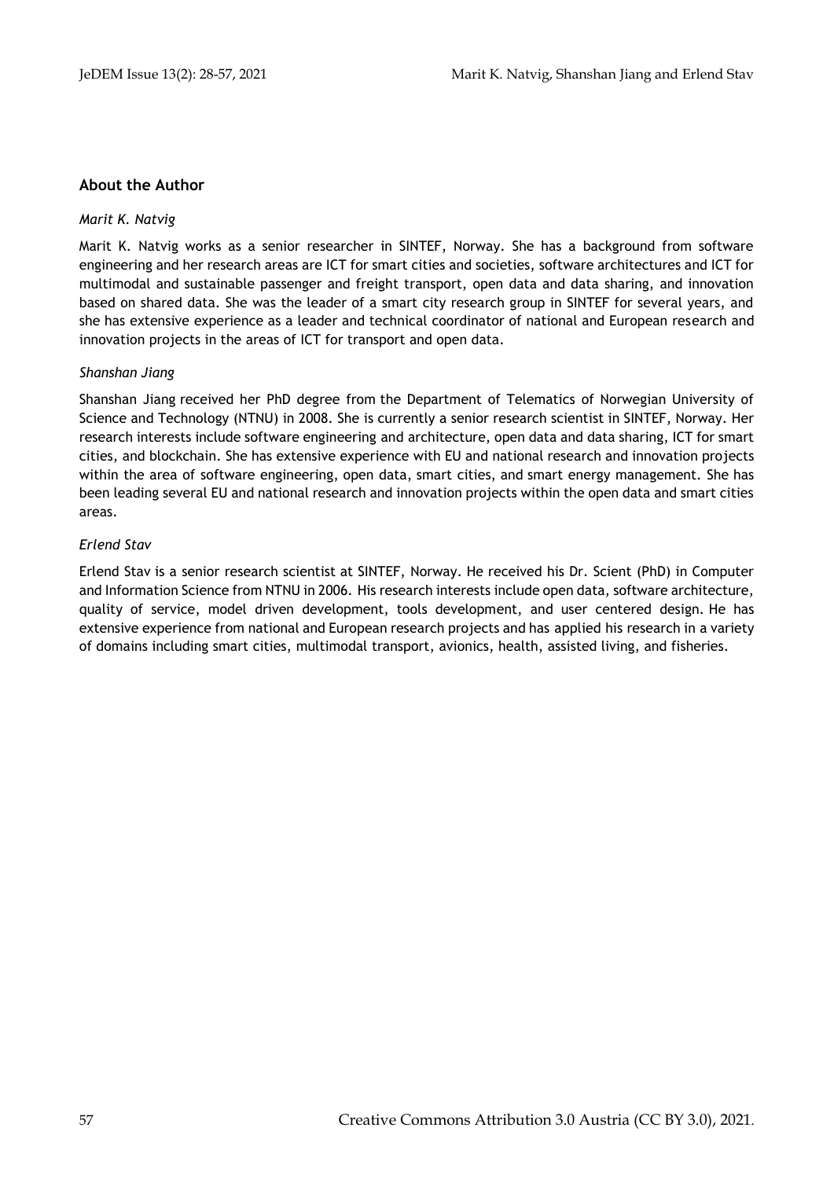## About the Author

*Marit K. Natvig*

Marit K. Natvig works as a senior researcher in SINTEF, Norway. She has a background from software engineering and her research areas are ICT for smart cities and societies, software architectures and ICT for multimodal and sustainable passenger and freight transport, open data and data sharing, and innovation based on shared data. She was the leader of a smart city research group in SINTEF for several years, and she has extensive experience as a leader and technical coordinator of national and European research and innovation projects in the areas of ICT for transport and open data.

*Shanshan Jiang*

Shanshan Jiang received her PhD degree from the Department of Telematics of Norwegian University of Science and Technology (NTNU) in 2008. She is currently a senior research scientist in SINTEF, Norway. Her research interests include software engineering and architecture, open data and data sharing, ICT for smart cities, and blockchain. She has extensive experience with EU and national research and innovation projects within the area of software engineering, open data, smart cities, and smart energy management. She has been leading several EU and national research and innovation projects within the open data and smart cities areas.

*Erlend Stav*

Erlend Stav is a senior research scientist at SINTEF, Norway. He received his Dr. Scient (PhD) in Computer and Information Science from NTNU in 2006. His research interests include open data, software architecture, quality of service, model driven development, tools development, and user centered design. He has extensive experience from national and European research projects and has applied his research in a variety of domains including smart cities, multimodal transport, avionics, health, assisted living, and fisheries.